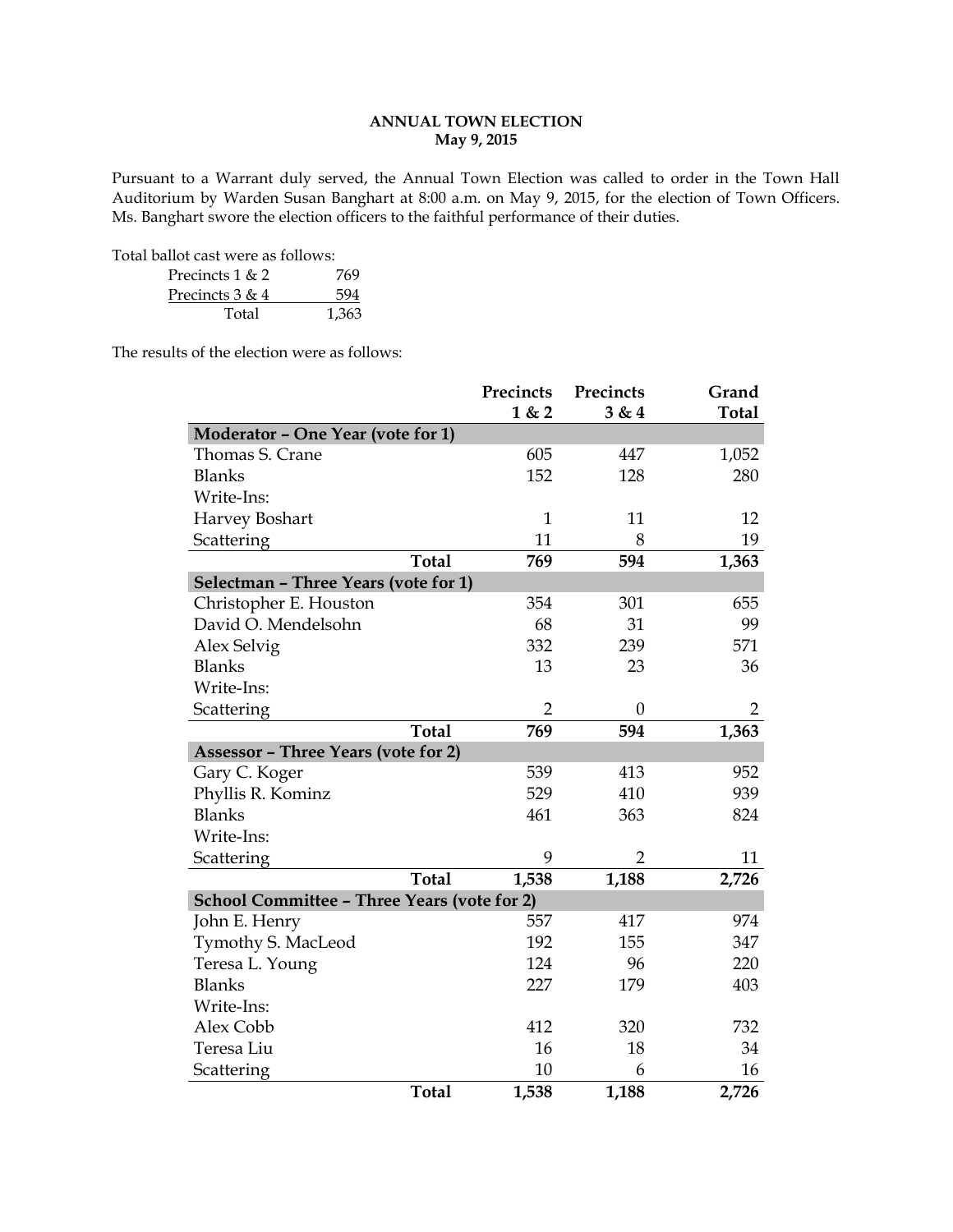## ANNUAL TOWN ELECTION
### May 9, 2015

Pursuant to a Warrant duly served, the Annual Town Election was called to order in the Town Hall Auditorium by Warden Susan Banghart at 8:00 a.m. on May 9, 2015, for the election of Town Officers. Ms. Banghart swore the election officers to the faithful performance of their duties.

Total ballot cast were as follows:

| | |
|---|---|
| Precincts 1 & 2 | 769 |
| Precincts 3 & 4 | 594 |
| Total | 1,363 |

The results of the election were as follows:

| | Precincts 1 & 2 | Precincts 3 & 4 | Grand Total |
|---|---|---|---|
| **Moderator – One Year (vote for 1)** | | | |
| Thomas S. Crane | 605 | 447 | 1,052 |
| Blanks | 152 | 128 | 280 |
| Write-Ins: | | | |
| Harvey Boshart | 1 | 11 | 12 |
| Scattering | 11 | 8 | 19 |
| **Total** | **769** | **594** | **1,363** |
| **Selectman – Three Years (vote for 1)** | | | |
| Christopher E. Houston | 354 | 301 | 655 |
| David O. Mendelsohn | 68 | 31 | 99 |
| Alex Selvig | 332 | 239 | 571 |
| Blanks | 13 | 23 | 36 |
| Write-Ins: | | | |
| Scattering | 2 | 0 | 2 |
| **Total** | **769** | **594** | **1,363** |
| **Assessor – Three Years (vote for 2)** | | | |
| Gary C. Koger | 539 | 413 | 952 |
| Phyllis R. Kominz | 529 | 410 | 939 |
| Blanks | 461 | 363 | 824 |
| Write-Ins: | | | |
| Scattering | 9 | 2 | 11 |
| **Total** | **1,538** | **1,188** | **2,726** |
| **School Committee – Three Years (vote for 2)** | | | |
| John E. Henry | 557 | 417 | 974 |
| Tymothy S. MacLeod | 192 | 155 | 347 |
| Teresa L. Young | 124 | 96 | 220 |
| Blanks | 227 | 179 | 403 |
| Write-Ins: | | | |
| Alex Cobb | 412 | 320 | 732 |
| Teresa Liu | 16 | 18 | 34 |
| Scattering | 10 | 6 | 16 |
| **Total** | **1,538** | **1,188** | **2,726** |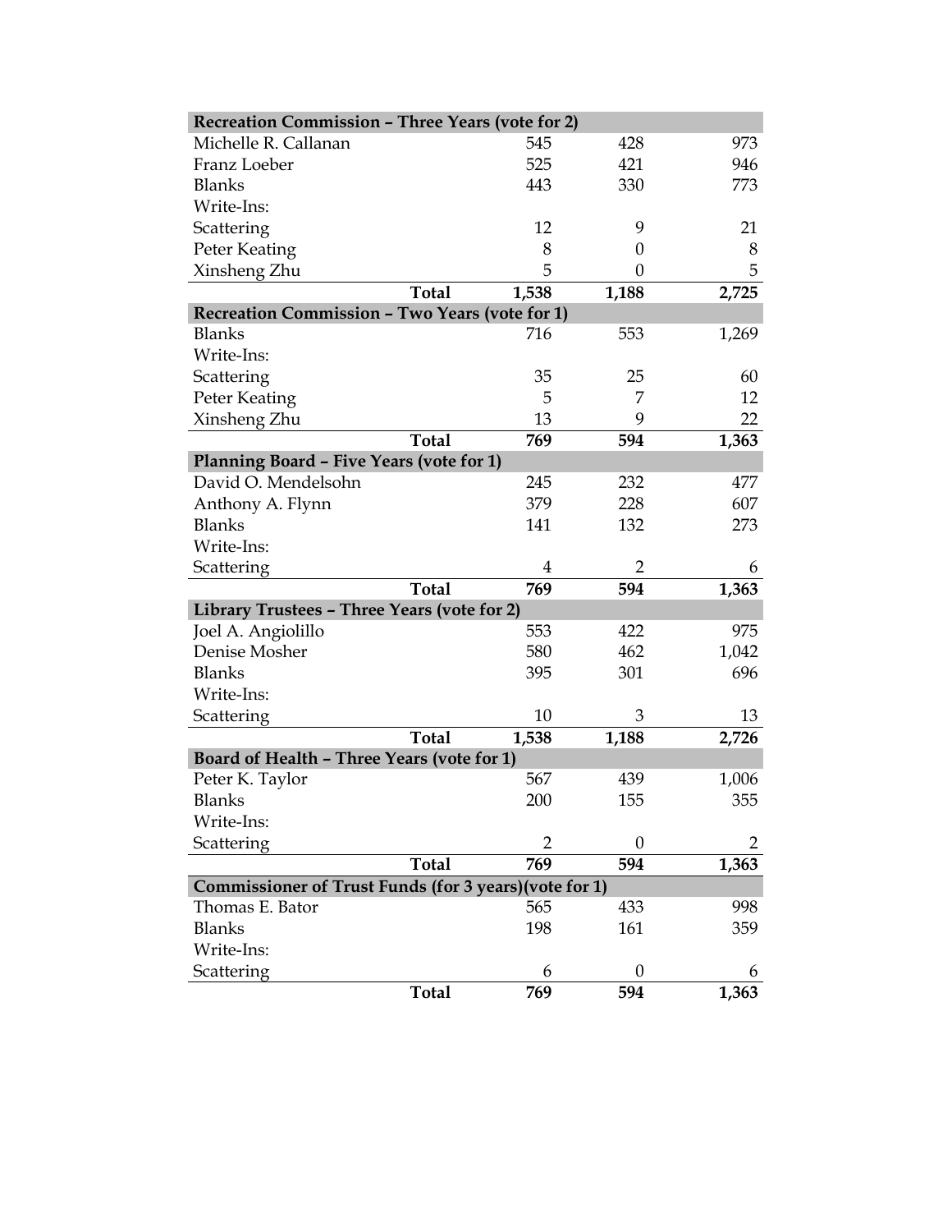| Recreation Commission – Three Years (vote for 2) | | | |
|---|---|---|---|
| Michelle R. Callanan | 545 | 428 | 973 |
| Franz Loeber | 525 | 421 | 946 |
| Blanks | 443 | 330 | 773 |
| Write-Ins: | | | |
| Scattering | 12 | 9 | 21 |
| Peter Keating | 8 | 0 | 8 |
| Xinsheng Zhu | 5 | 0 | 5 |
| **Total** | **1,538** | **1,188** | **2,725** |
| **Recreation Commission – Two Years (vote for 1)** | | | |
| Blanks | 716 | 553 | 1,269 |
| Write-Ins: | | | |
| Scattering | 35 | 25 | 60 |
| Peter Keating | 5 | 7 | 12 |
| Xinsheng Zhu | 13 | 9 | 22 |
| **Total** | **769** | **594** | **1,363** |
| **Planning Board – Five Years (vote for 1)** | | | |
| David O. Mendelsohn | 245 | 232 | 477 |
| Anthony A. Flynn | 379 | 228 | 607 |
| Blanks | 141 | 132 | 273 |
| Write-Ins: | | | |
| Scattering | 4 | 2 | 6 |
| **Total** | **769** | **594** | **1,363** |
| **Library Trustees – Three Years (vote for 2)** | | | |
| Joel A. Angiolillo | 553 | 422 | 975 |
| Denise Mosher | 580 | 462 | 1,042 |
| Blanks | 395 | 301 | 696 |
| Write-Ins: | | | |
| Scattering | 10 | 3 | 13 |
| **Total** | **1,538** | **1,188** | **2,726** |
| **Board of Health – Three Years (vote for 1)** | | | |
| Peter K. Taylor | 567 | 439 | 1,006 |
| Blanks | 200 | 155 | 355 |
| Write-Ins: | | | |
| Scattering | 2 | 0 | 2 |
| **Total** | **769** | **594** | **1,363** |
| **Commissioner of Trust Funds (for 3 years)(vote for 1)** | | | |
| Thomas E. Bator | 565 | 433 | 998 |
| Blanks | 198 | 161 | 359 |
| Write-Ins: | | | |
| Scattering | 6 | 0 | 6 |
| **Total** | **769** | **594** | **1,363** |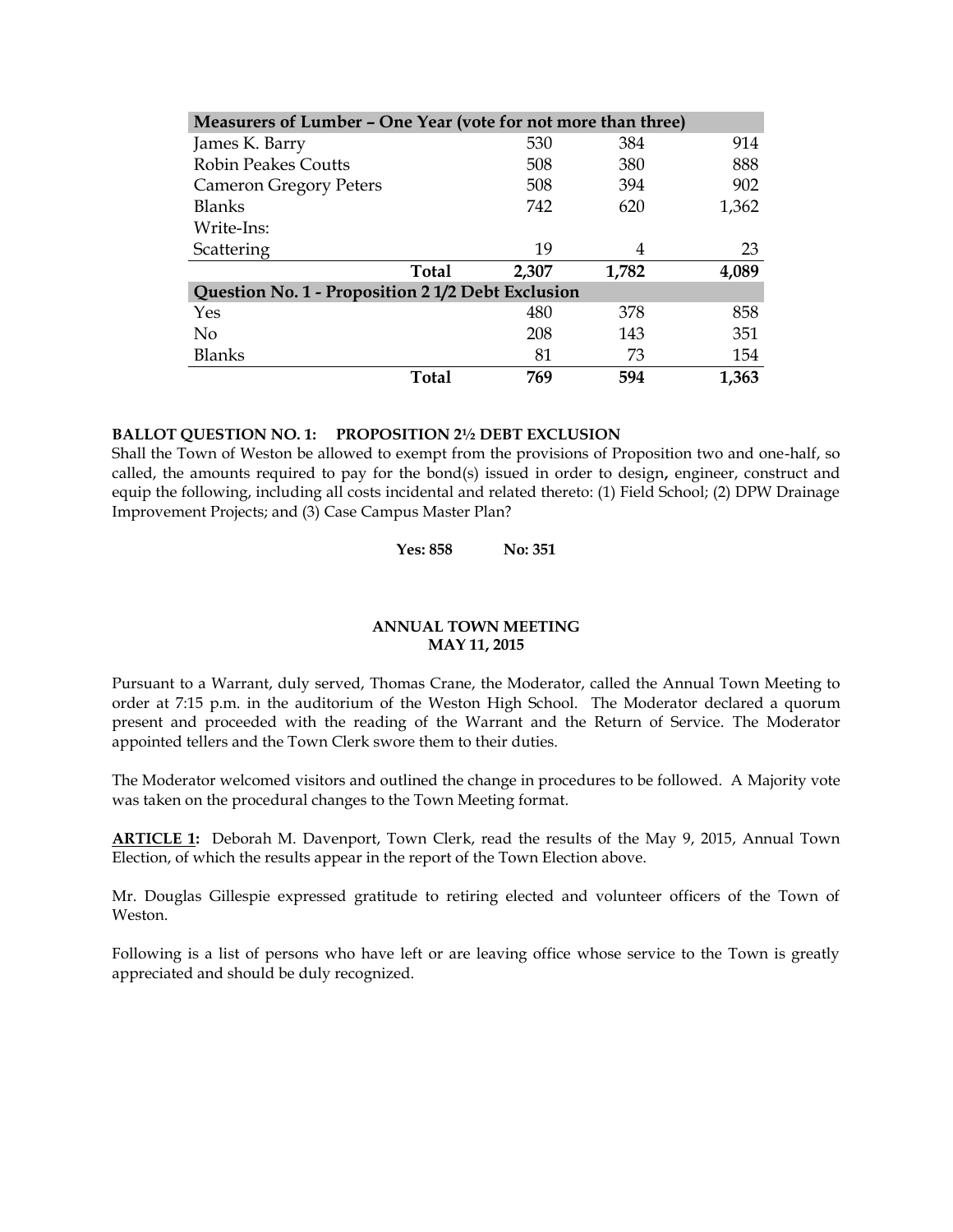| Measurers of Lumber – One Year (vote for not more than three) | | | |
| --- | --- | --- | --- |
| James K. Barry | 530 | 384 | 914 |
| Robin Peakes Coutts | 508 | 380 | 888 |
| Cameron Gregory Peters | 508 | 394 | 902 |
| Blanks | 742 | 620 | 1,362 |
| Write-Ins: | | | |
| Scattering | 19 | 4 | 23 |
| **Total** | **2,307** | **1,782** | **4,089** |
| **Question No. 1 - Proposition 2 1/2 Debt Exclusion** | | | |
| Yes | 480 | 378 | 858 |
| No | 208 | 143 | 351 |
| Blanks | 81 | 73 | 154 |
| **Total** | **769** | **594** | **1,363** |

**BALLOT QUESTION NO. 1: PROPOSITION 2½ DEBT EXCLUSION**
Shall the Town of Weston be allowed to exempt from the provisions of Proposition two and one-half, so called, the amounts required to pay for the bond(s) issued in order to design**,** engineer, construct and equip the following, including all costs incidental and related thereto: (1) Field School; (2) DPW Drainage Improvement Projects; and (3) Case Campus Master Plan?

**Yes: 858 No: 351**

**ANNUAL TOWN MEETING**
**MAY 11, 2015**

Pursuant to a Warrant, duly served, Thomas Crane, the Moderator, called the Annual Town Meeting to order at 7:15 p.m. in the auditorium of the Weston High School. The Moderator declared a quorum present and proceeded with the reading of the Warrant and the Return of Service. The Moderator appointed tellers and the Town Clerk swore them to their duties.

The Moderator welcomed visitors and outlined the change in procedures to be followed. A Majority vote was taken on the procedural changes to the Town Meeting format.

**ARTICLE 1:** Deborah M. Davenport, Town Clerk, read the results of the May 9, 2015, Annual Town Election, of which the results appear in the report of the Town Election above.

Mr. Douglas Gillespie expressed gratitude to retiring elected and volunteer officers of the Town of Weston.

Following is a list of persons who have left or are leaving office whose service to the Town is greatly appreciated and should be duly recognized.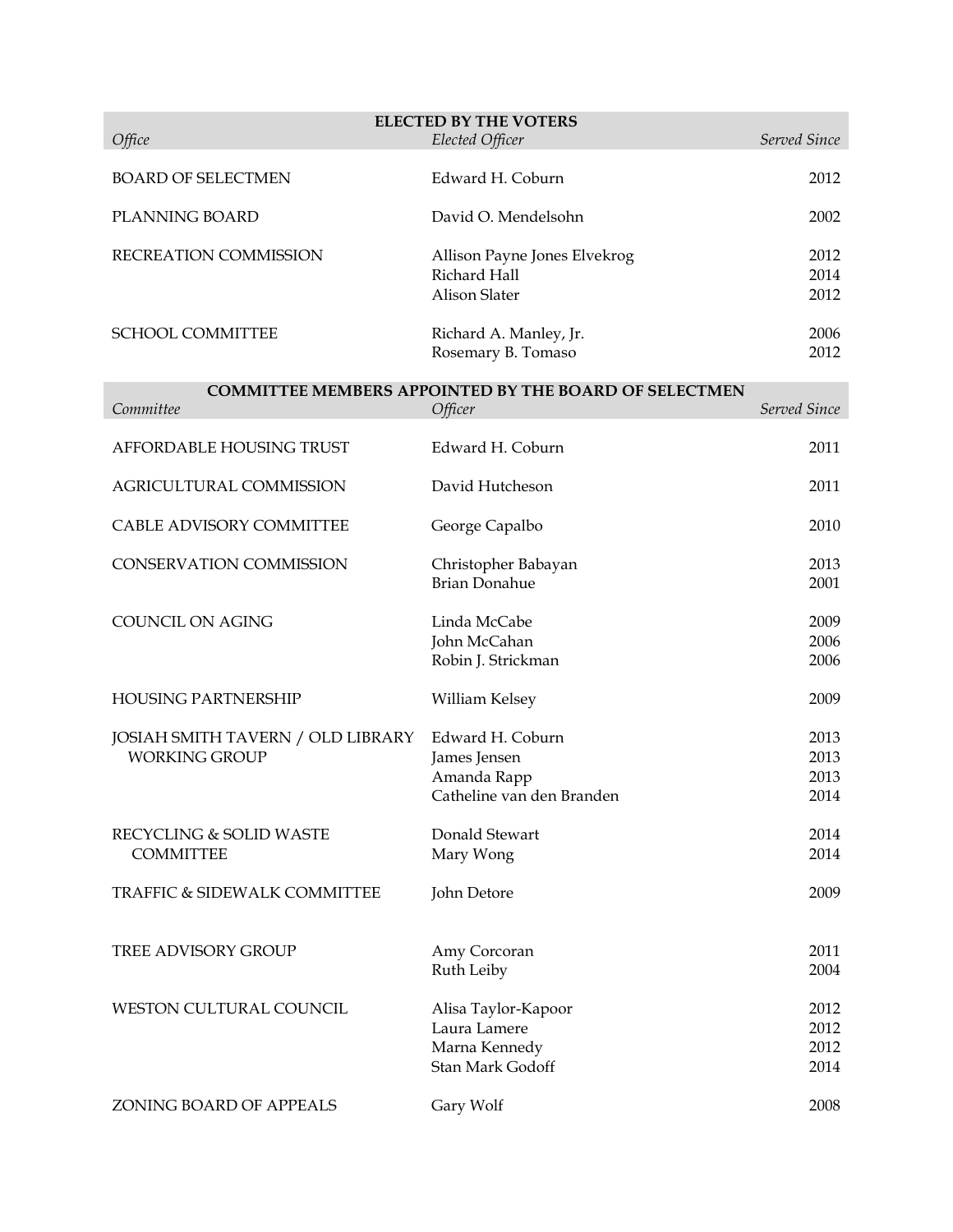| ELECTED BY THE VOTERS | | |
|---|---|---|
| *Office* | *Elected Officer* | *Served Since* |
| BOARD OF SELECTMEN | Edward H. Coburn | 2012 |
| PLANNING BOARD | David O. Mendelsohn | 2002 |
| RECREATION COMMISSION | Allison Payne Jones Elvekrog | 2012 |
| | Richard Hall | 2014 |
| | Alison Slater | 2012 |
| SCHOOL COMMITTEE | Richard A. Manley, Jr. | 2006 |
| | Rosemary B. Tomaso | 2012 |

| COMMITTEE MEMBERS APPOINTED BY THE BOARD OF SELECTMEN | | |
|---|---|---|
| *Committee* | *Officer* | *Served Since* |
| AFFORDABLE HOUSING TRUST | Edward H. Coburn | 2011 |
| AGRICULTURAL COMMISSION | David Hutcheson | 2011 |
| CABLE ADVISORY COMMITTEE | George Capalbo | 2010 |
| CONSERVATION COMMISSION | Christopher Babayan | 2013 |
| | Brian Donahue | 2001 |
| COUNCIL ON AGING | Linda McCabe | 2009 |
| | John McCahan | 2006 |
| | Robin J. Strickman | 2006 |
| HOUSING PARTNERSHIP | William Kelsey | 2009 |
| JOSIAH SMITH TAVERN / OLD LIBRARY WORKING GROUP | Edward H. Coburn | 2013 |
| | James Jensen | 2013 |
| | Amanda Rapp | 2013 |
| | Catheline van den Branden | 2014 |
| RECYCLING & SOLID WASTE COMMITTEE | Donald Stewart | 2014 |
| | Mary Wong | 2014 |
| TRAFFIC & SIDEWALK COMMITTEE | John Detore | 2009 |
| TREE ADVISORY GROUP | Amy Corcoran | 2011 |
| | Ruth Leiby | 2004 |
| WESTON CULTURAL COUNCIL | Alisa Taylor-Kapoor | 2012 |
| | Laura Lamere | 2012 |
| | Marna Kennedy | 2012 |
| | Stan Mark Godoff | 2014 |
| ZONING BOARD OF APPEALS | Gary Wolf | 2008 |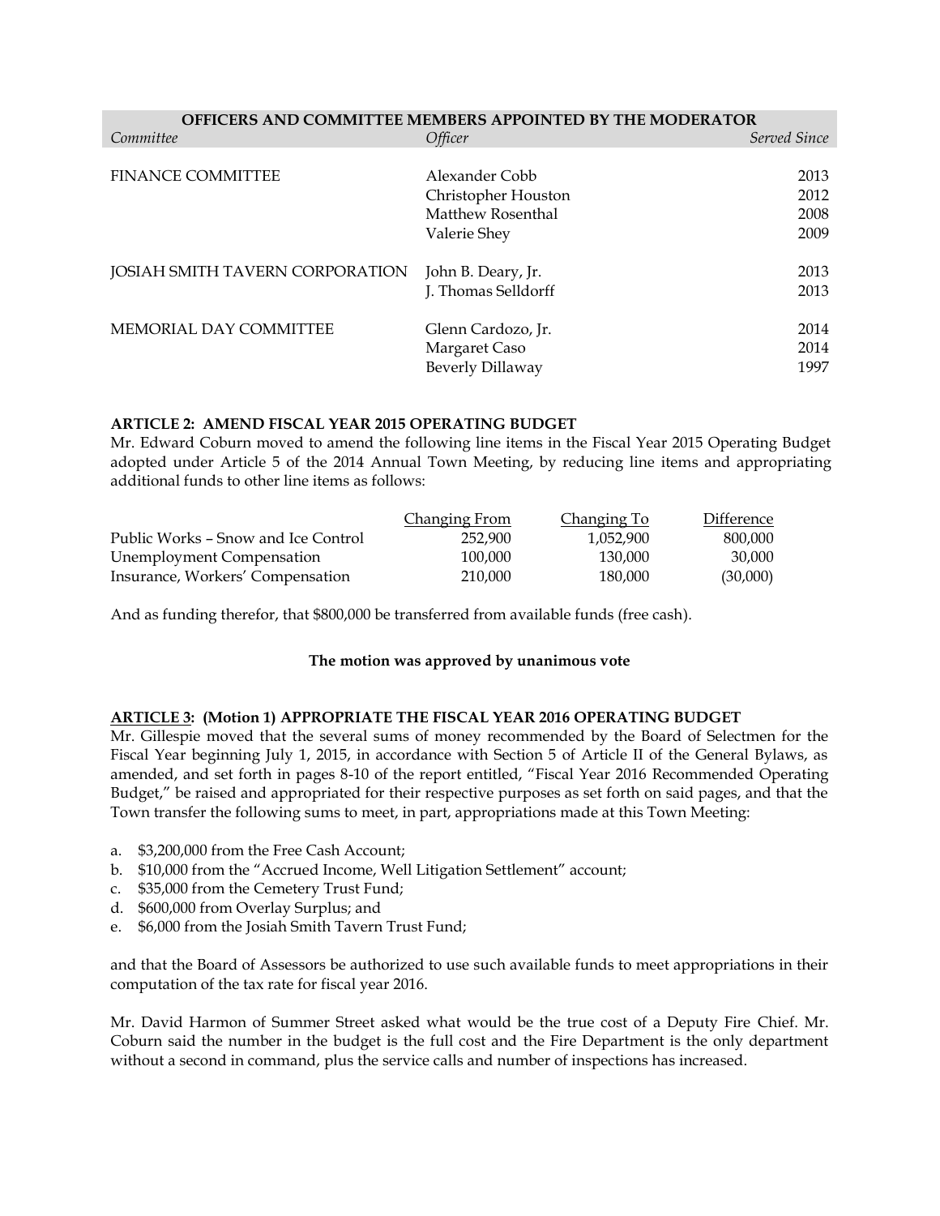| OFFICERS AND COMMITTEE MEMBERS APPOINTED BY THE MODERATOR | | |
|---|---|---|
| *Committee* | *Officer* | *Served Since* |
| FINANCE COMMITTEE | Alexander Cobb | 2013 |
| | Christopher Houston | 2012 |
| | Matthew Rosenthal | 2008 |
| | Valerie Shey | 2009 |
| JOSIAH SMITH TAVERN CORPORATION | John B. Deary, Jr. | 2013 |
| | J. Thomas Selldorff | 2013 |
| MEMORIAL DAY COMMITTEE | Glenn Cardozo, Jr. | 2014 |
| | Margaret Caso | 2014 |
| | Beverly Dillaway | 1997 |

**ARTICLE 2: AMEND FISCAL YEAR 2015 OPERATING BUDGET**

Mr. Edward Coburn moved to amend the following line items in the Fiscal Year 2015 Operating Budget adopted under Article 5 of the 2014 Annual Town Meeting, by reducing line items and appropriating additional funds to other line items as follows:

| | Changing From | Changing To | Difference |
|---|---|---|---|
| Public Works – Snow and Ice Control | 252,900 | 1,052,900 | 800,000 |
| Unemployment Compensation | 100,000 | 130,000 | 30,000 |
| Insurance, Workers' Compensation | 210,000 | 180,000 | (30,000) |

And as funding therefor, that $800,000 be transferred from available funds (free cash).

**The motion was approved by unanimous vote**

**ARTICLE 3: (Motion 1) APPROPRIATE THE FISCAL YEAR 2016 OPERATING BUDGET**

Mr. Gillespie moved that the several sums of money recommended by the Board of Selectmen for the Fiscal Year beginning July 1, 2015, in accordance with Section 5 of Article II of the General Bylaws, as amended, and set forth in pages 8-10 of the report entitled, "Fiscal Year 2016 Recommended Operating Budget," be raised and appropriated for their respective purposes as set forth on said pages, and that the Town transfer the following sums to meet, in part, appropriations made at this Town Meeting:

a. $3,200,000 from the Free Cash Account;
b. $10,000 from the "Accrued Income, Well Litigation Settlement" account;
c. $35,000 from the Cemetery Trust Fund;
d. $600,000 from Overlay Surplus; and
e. $6,000 from the Josiah Smith Tavern Trust Fund;

and that the Board of Assessors be authorized to use such available funds to meet appropriations in their computation of the tax rate for fiscal year 2016.

Mr. David Harmon of Summer Street asked what would be the true cost of a Deputy Fire Chief. Mr. Coburn said the number in the budget is the full cost and the Fire Department is the only department without a second in command, plus the service calls and number of inspections has increased.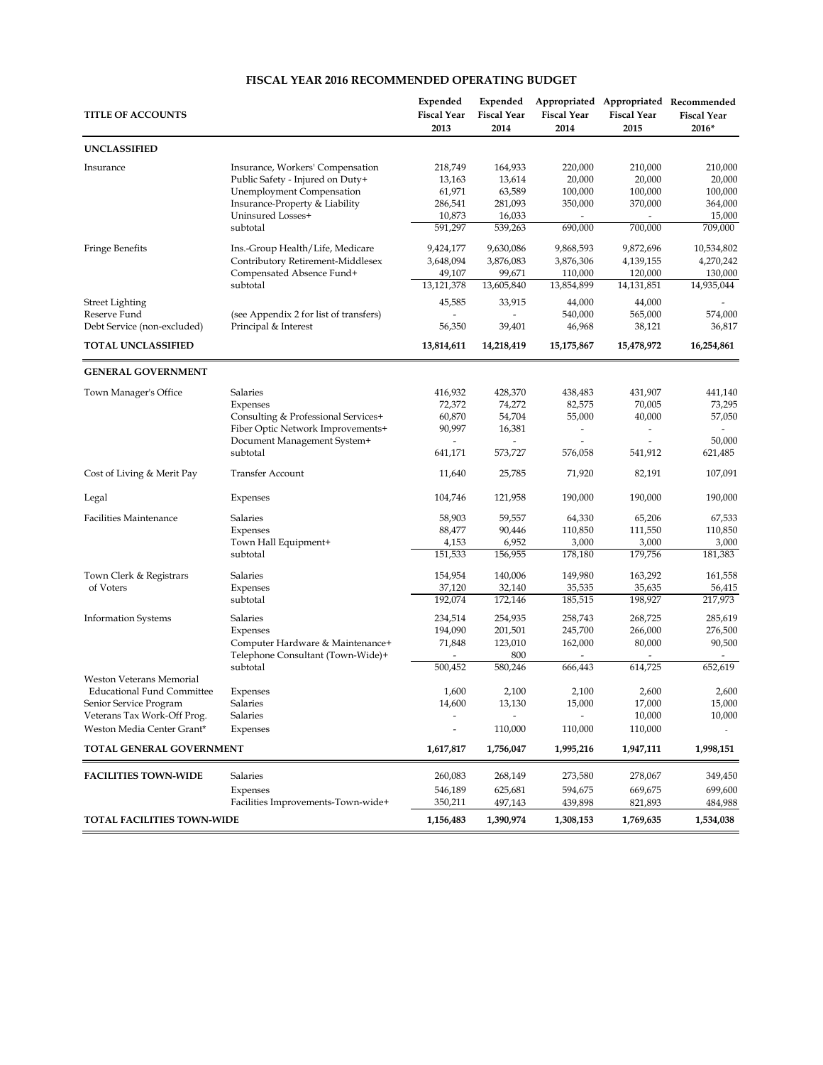## FISCAL YEAR 2016 RECOMMENDED OPERATING BUDGET

| TITLE OF ACCOUNTS | | Expended Fiscal Year 2013 | Expended Fiscal Year 2014 | Appropriated Fiscal Year 2014 | Appropriated Fiscal Year 2015 | Recommended Fiscal Year 2016* |
|---|---|---|---|---|---|---|
| **UNCLASSIFIED** | | | | | | |
| Insurance | Insurance, Workers' Compensation | 218,749 | 164,933 | 220,000 | 210,000 | 210,000 |
| | Public Safety - Injured on Duty+ | 13,163 | 13,614 | 20,000 | 20,000 | 20,000 |
| | Unemployment Compensation | 61,971 | 63,589 | 100,000 | 100,000 | 100,000 |
| | Insurance-Property & Liability | 286,541 | 281,093 | 350,000 | 370,000 | 364,000 |
| | Uninsured Losses+ | 10,873 | 16,033 | - | - | 15,000 |
| | subtotal | 591,297 | 539,263 | 690,000 | 700,000 | 709,000 |
| Fringe Benefits | Ins.-Group Health/Life, Medicare | 9,424,177 | 9,630,086 | 9,868,593 | 9,872,696 | 10,534,802 |
| | Contributory Retirement-Middlesex | 3,648,094 | 3,876,083 | 3,876,306 | 4,139,155 | 4,270,242 |
| | Compensated Absence Fund+ | 49,107 | 99,671 | 110,000 | 120,000 | 130,000 |
| | subtotal | 13,121,378 | 13,605,840 | 13,854,899 | 14,131,851 | 14,935,044 |
| Street Lighting | | 45,585 | 33,915 | 44,000 | 44,000 | - |
| Reserve Fund | (see Appendix 2 for list of transfers) | - | - | 540,000 | 565,000 | 574,000 |
| Debt Service (non-excluded) | Principal & Interest | 56,350 | 39,401 | 46,968 | 38,121 | 36,817 |
| **TOTAL UNCLASSIFIED** | | **13,814,611** | **14,218,419** | **15,175,867** | **15,478,972** | **16,254,861** |
| **GENERAL GOVERNMENT** | | | | | | |
| Town Manager's Office | Salaries | 416,932 | 428,370 | 438,483 | 431,907 | 441,140 |
| | Expenses | 72,372 | 74,272 | 82,575 | 70,005 | 73,295 |
| | Consulting & Professional Services+ | 60,870 | 54,704 | 55,000 | 40,000 | 57,050 |
| | Fiber Optic Network Improvements+ | 90,997 | 16,381 | - | - | - |
| | Document Management System+ | - | - | - | - | 50,000 |
| | subtotal | 641,171 | 573,727 | 576,058 | 541,912 | 621,485 |
| Cost of Living & Merit Pay | Transfer Account | 11,640 | 25,785 | 71,920 | 82,191 | 107,091 |
| Legal | Expenses | 104,746 | 121,958 | 190,000 | 190,000 | 190,000 |
| Facilities Maintenance | Salaries | 58,903 | 59,557 | 64,330 | 65,206 | 67,533 |
| | Expenses | 88,477 | 90,446 | 110,850 | 111,550 | 110,850 |
| | Town Hall Equipment+ | 4,153 | 6,952 | 3,000 | 3,000 | 3,000 |
| | subtotal | 151,533 | 156,955 | 178,180 | 179,756 | 181,383 |
| Town Clerk & Registrars of Voters | Salaries | 154,954 | 140,006 | 149,980 | 163,292 | 161,558 |
| | Expenses | 37,120 | 32,140 | 35,535 | 35,635 | 56,415 |
| | subtotal | 192,074 | 172,146 | 185,515 | 198,927 | 217,973 |
| Information Systems | Salaries | 234,514 | 254,935 | 258,743 | 268,725 | 285,619 |
| | Expenses | 194,090 | 201,501 | 245,700 | 266,000 | 276,500 |
| | Computer Hardware & Maintenance+ | 71,848 | 123,010 | 162,000 | 80,000 | 90,500 |
| | Telephone Consultant (Town-Wide)+ | - | 800 | - | - | - |
| | subtotal | 500,452 | 580,246 | 666,443 | 614,725 | 652,619 |
| Weston Veterans Memorial Educational Fund Committee | Expenses | 1,600 | 2,100 | 2,100 | 2,600 | 2,600 |
| Senior Service Program | Salaries | 14,600 | 13,130 | 15,000 | 17,000 | 15,000 |
| Veterans Tax Work-Off Prog. | Salaries | - | - | - | 10,000 | 10,000 |
| Weston Media Center Grant* | Expenses | - | 110,000 | 110,000 | 110,000 | - |
| **TOTAL GENERAL GOVERNMENT** | | **1,617,817** | **1,756,047** | **1,995,216** | **1,947,111** | **1,998,151** |
| **FACILITIES TOWN-WIDE** | Salaries | 260,083 | 268,149 | 273,580 | 278,067 | 349,450 |
| | Expenses | 546,189 | 625,681 | 594,675 | 669,675 | 699,600 |
| | Facilities Improvements-Town-wide+ | 350,211 | 497,143 | 439,898 | 821,893 | 484,988 |
| **TOTAL FACILITIES TOWN-WIDE** | | **1,156,483** | **1,390,974** | **1,308,153** | **1,769,635** | **1,534,038** |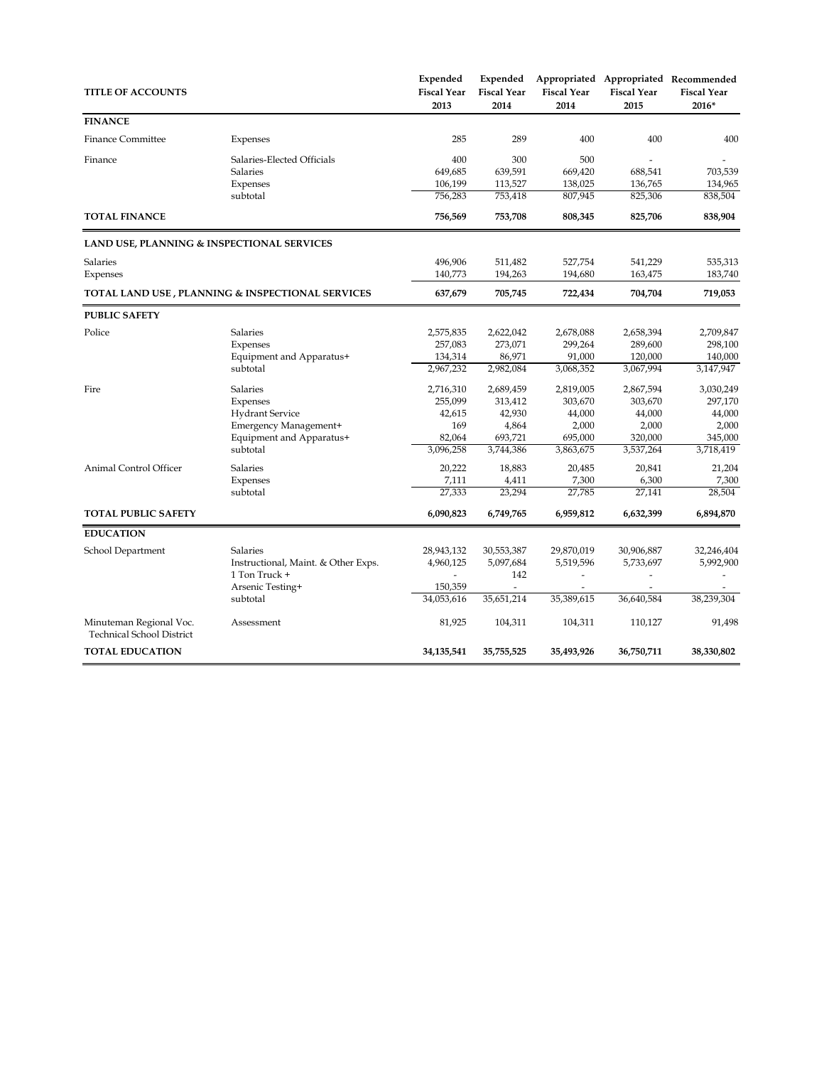| TITLE OF ACCOUNTS | | Expended Fiscal Year 2013 | Expended Fiscal Year 2014 | Appropriated Fiscal Year 2014 | Appropriated Fiscal Year 2015 | Recommended Fiscal Year 2016* |
|---|---|---|---|---|---|---|
| **FINANCE** | | | | | | |
| Finance Committee | Expenses | 285 | 289 | 400 | 400 | 400 |
| Finance | Salaries-Elected Officials | 400 | 300 | 500 | - | - |
| | Salaries | 649,685 | 639,591 | 669,420 | 688,541 | 703,539 |
| | Expenses | 106,199 | 113,527 | 138,025 | 136,765 | 134,965 |
| | subtotal | 756,283 | 753,418 | 807,945 | 825,306 | 838,504 |
| **TOTAL FINANCE** | | **756,569** | **753,708** | **808,345** | **825,706** | **838,904** |
| **LAND USE, PLANNING & INSPECTIONAL SERVICES** | | | | | | |
| Salaries | | 496,906 | 511,482 | 527,754 | 541,229 | 535,313 |
| Expenses | | 140,773 | 194,263 | 194,680 | 163,475 | 183,740 |
| **TOTAL LAND USE , PLANNING & INSPECTIONAL SERVICES** | | **637,679** | **705,745** | **722,434** | **704,704** | **719,053** |
| **PUBLIC SAFETY** | | | | | | |
| Police | Salaries | 2,575,835 | 2,622,042 | 2,678,088 | 2,658,394 | 2,709,847 |
| | Expenses | 257,083 | 273,071 | 299,264 | 289,600 | 298,100 |
| | Equipment and Apparatus+ | 134,314 | 86,971 | 91,000 | 120,000 | 140,000 |
| | subtotal | 2,967,232 | 2,982,084 | 3,068,352 | 3,067,994 | 3,147,947 |
| Fire | Salaries | 2,716,310 | 2,689,459 | 2,819,005 | 2,867,594 | 3,030,249 |
| | Expenses | 255,099 | 313,412 | 303,670 | 303,670 | 297,170 |
| | Hydrant Service | 42,615 | 42,930 | 44,000 | 44,000 | 44,000 |
| | Emergency Management+ | 169 | 4,864 | 2,000 | 2,000 | 2,000 |
| | Equipment and Apparatus+ | 82,064 | 693,721 | 695,000 | 320,000 | 345,000 |
| | subtotal | 3,096,258 | 3,744,386 | 3,863,675 | 3,537,264 | 3,718,419 |
| Animal Control Officer | Salaries | 20,222 | 18,883 | 20,485 | 20,841 | 21,204 |
| | Expenses | 7,111 | 4,411 | 7,300 | 6,300 | 7,300 |
| | subtotal | 27,333 | 23,294 | 27,785 | 27,141 | 28,504 |
| **TOTAL PUBLIC SAFETY** | | **6,090,823** | **6,749,765** | **6,959,812** | **6,632,399** | **6,894,870** |
| **EDUCATION** | | | | | | |
| School Department | Salaries | 28,943,132 | 30,553,387 | 29,870,019 | 30,906,887 | 32,246,404 |
| | Instructional, Maint. & Other Exps. | 4,960,125 | 5,097,684 | 5,519,596 | 5,733,697 | 5,992,900 |
| | 1 Ton Truck + | - | 142 | - | - | - |
| | Arsenic Testing+ | 150,359 | - | - | - | - |
| | subtotal | 34,053,616 | 35,651,214 | 35,389,615 | 36,640,584 | 38,239,304 |
| Minuteman Regional Voc. Technical School District | Assessment | 81,925 | 104,311 | 104,311 | 110,127 | 91,498 |
| **TOTAL EDUCATION** | | **34,135,541** | **35,755,525** | **35,493,926** | **36,750,711** | **38,330,802** |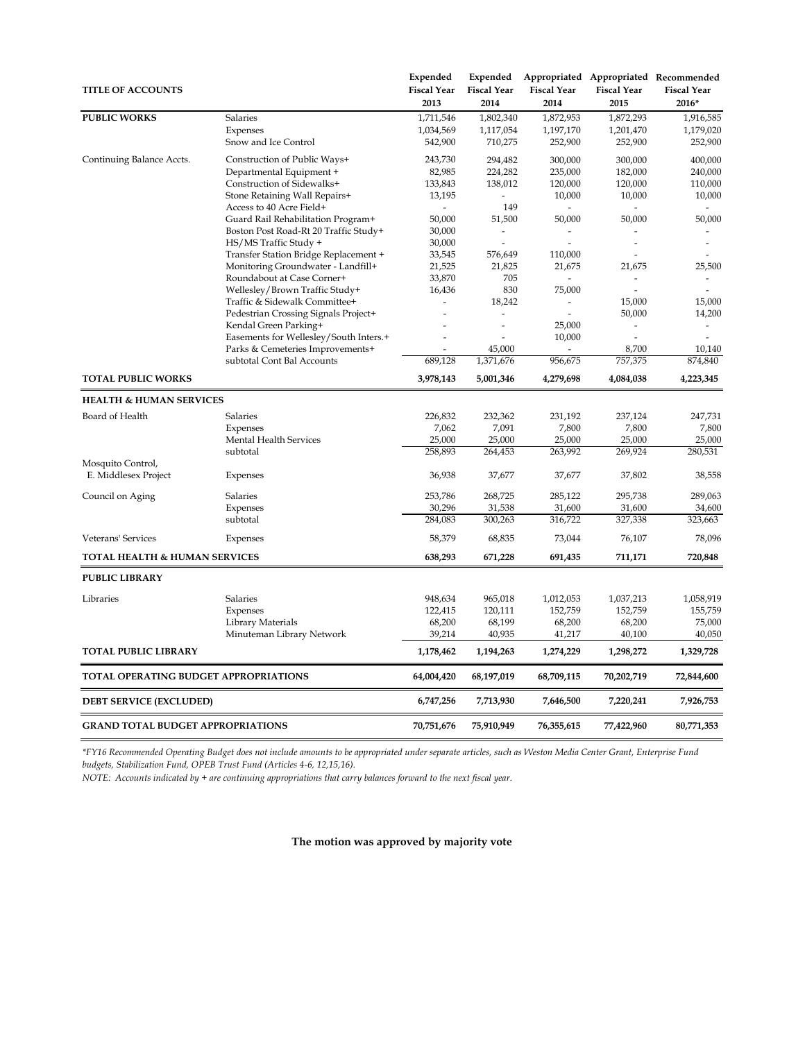| TITLE OF ACCOUNTS | | Expended Fiscal Year 2013 | Expended Fiscal Year 2014 | Appropriated Fiscal Year 2014 | Appropriated Fiscal Year 2015 | Recommended Fiscal Year 2016* |
|---|---|---|---|---|---|---|
| **PUBLIC WORKS** | Salaries | 1,711,546 | 1,802,340 | 1,872,953 | 1,872,293 | 1,916,585 |
| | Expenses | 1,034,569 | 1,117,054 | 1,197,170 | 1,201,470 | 1,179,020 |
| | Snow and Ice Control | 542,900 | 710,275 | 252,900 | 252,900 | 252,900 |
| Continuing Balance Accts. | Construction of Public Ways+ | 243,730 | 294,482 | 300,000 | 300,000 | 400,000 |
| | Departmental Equipment + | 82,985 | 224,282 | 235,000 | 182,000 | 240,000 |
| | Construction of Sidewalks+ | 133,843 | 138,012 | 120,000 | 120,000 | 110,000 |
| | Stone Retaining Wall Repairs+ | 13,195 | - | 10,000 | 10,000 | 10,000 |
| | Access to 40 Acre Field+ | - | 149 | - | - | - |
| | Guard Rail Rehabilitation Program+ | 50,000 | 51,500 | 50,000 | 50,000 | 50,000 |
| | Boston Post Road-Rt 20 Traffic Study+ | 30,000 | - | - | - | - |
| | HS/MS Traffic Study + | 30,000 | - | - | - | - |
| | Transfer Station Bridge Replacement + | 33,545 | 576,649 | 110,000 | - | - |
| | Monitoring Groundwater - Landfill+ | 21,525 | 21,825 | 21,675 | 21,675 | 25,500 |
| | Roundabout at Case Corner+ | 33,870 | 705 | - | - | - |
| | Wellesley/Brown Traffic Study+ | 16,436 | 830 | 75,000 | - | - |
| | Traffic & Sidewalk Committee+ | - | 18,242 | - | 15,000 | 15,000 |
| | Pedestrian Crossing Signals Project+ | - | - | - | 50,000 | 14,200 |
| | Kendal Green Parking+ | - | - | 25,000 | - | - |
| | Easements for Wellesley/South Inters.+ | - | - | 10,000 | - | - |
| | Parks & Cemeteries Improvements+ | - | 45,000 | - | 8,700 | 10,140 |
| | subtotal Cont Bal Accounts | 689,128 | 1,371,676 | 956,675 | 757,375 | 874,840 |
| **TOTAL PUBLIC WORKS** | | **3,978,143** | **5,001,346** | **4,279,698** | **4,084,038** | **4,223,345** |
| **HEALTH & HUMAN SERVICES** | | | | | | |
| Board of Health | Salaries | 226,832 | 232,362 | 231,192 | 237,124 | 247,731 |
| | Expenses | 7,062 | 7,091 | 7,800 | 7,800 | 7,800 |
| | Mental Health Services | 25,000 | 25,000 | 25,000 | 25,000 | 25,000 |
| | subtotal | 258,893 | 264,453 | 263,992 | 269,924 | 280,531 |
| Mosquito Control, E. Middlesex Project | Expenses | 36,938 | 37,677 | 37,677 | 37,802 | 38,558 |
| Council on Aging | Salaries | 253,786 | 268,725 | 285,122 | 295,738 | 289,063 |
| | Expenses | 30,296 | 31,538 | 31,600 | 31,600 | 34,600 |
| | subtotal | 284,083 | 300,263 | 316,722 | 327,338 | 323,663 |
| Veterans' Services | Expenses | 58,379 | 68,835 | 73,044 | 76,107 | 78,096 |
| **TOTAL HEALTH & HUMAN SERVICES** | | **638,293** | **671,228** | **691,435** | **711,171** | **720,848** |
| **PUBLIC LIBRARY** | | | | | | |
| Libraries | Salaries | 948,634 | 965,018 | 1,012,053 | 1,037,213 | 1,058,919 |
| | Expenses | 122,415 | 120,111 | 152,759 | 152,759 | 155,759 |
| | Library Materials | 68,200 | 68,199 | 68,200 | 68,200 | 75,000 |
| | Minuteman Library Network | 39,214 | 40,935 | 41,217 | 40,100 | 40,050 |
| **TOTAL PUBLIC LIBRARY** | | **1,178,462** | **1,194,263** | **1,274,229** | **1,298,272** | **1,329,728** |
| **TOTAL OPERATING BUDGET APPROPRIATIONS** | | **64,004,420** | **68,197,019** | **68,709,115** | **70,202,719** | **72,844,600** |
| **DEBT SERVICE (EXCLUDED)** | | **6,747,256** | **7,713,930** | **7,646,500** | **7,220,241** | **7,926,753** |
| **GRAND TOTAL BUDGET APPROPRIATIONS** | | **70,751,676** | **75,910,949** | **76,355,615** | **77,422,960** | **80,771,353** |

*\*FY16 Recommended Operating Budget does not include amounts to be appropriated under separate articles, such as Weston Media Center Grant, Enterprise Fund budgets, Stabilization Fund, OPEB Trust Fund (Articles 4-6, 12,15,16).*

*NOTE: Accounts indicated by + are continuing appropriations that carry balances forward to the next fiscal year.*

**The motion was approved by majority vote**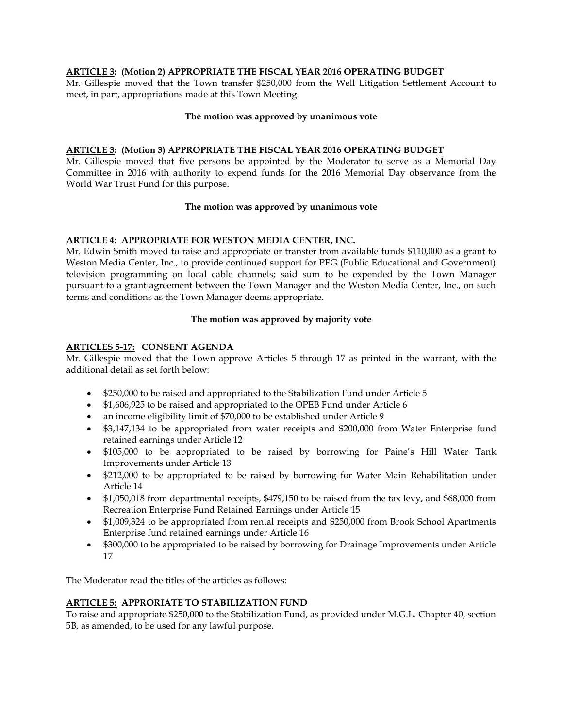**ARTICLE 3: (Motion 2) APPROPRIATE THE FISCAL YEAR 2016 OPERATING BUDGET**

Mr. Gillespie moved that the Town transfer $250,000 from the Well Litigation Settlement Account to meet, in part, appropriations made at this Town Meeting.

**The motion was approved by unanimous vote**

**ARTICLE 3: (Motion 3) APPROPRIATE THE FISCAL YEAR 2016 OPERATING BUDGET**

Mr. Gillespie moved that five persons be appointed by the Moderator to serve as a Memorial Day Committee in 2016 with authority to expend funds for the 2016 Memorial Day observance from the World War Trust Fund for this purpose.

**The motion was approved by unanimous vote**

**ARTICLE 4: APPROPRIATE FOR WESTON MEDIA CENTER, INC.**

Mr. Edwin Smith moved to raise and appropriate or transfer from available funds $110,000 as a grant to Weston Media Center, Inc., to provide continued support for PEG (Public Educational and Government) television programming on local cable channels; said sum to be expended by the Town Manager pursuant to a grant agreement between the Town Manager and the Weston Media Center, Inc., on such terms and conditions as the Town Manager deems appropriate.

**The motion was approved by majority vote**

**ARTICLES 5-17: CONSENT AGENDA**

Mr. Gillespie moved that the Town approve Articles 5 through 17 as printed in the warrant, with the additional detail as set forth below:

- $250,000 to be raised and appropriated to the Stabilization Fund under Article 5
- $1,606,925 to be raised and appropriated to the OPEB Fund under Article 6
- an income eligibility limit of $70,000 to be established under Article 9
- $3,147,134 to be appropriated from water receipts and $200,000 from Water Enterprise fund retained earnings under Article 12
- $105,000 to be appropriated to be raised by borrowing for Paine's Hill Water Tank Improvements under Article 13
- $212,000 to be appropriated to be raised by borrowing for Water Main Rehabilitation under Article 14
- $1,050,018 from departmental receipts, $479,150 to be raised from the tax levy, and $68,000 from Recreation Enterprise Fund Retained Earnings under Article 15
- $1,009,324 to be appropriated from rental receipts and $250,000 from Brook School Apartments Enterprise fund retained earnings under Article 16
- $300,000 to be appropriated to be raised by borrowing for Drainage Improvements under Article 17

The Moderator read the titles of the articles as follows:

**ARTICLE 5: APPRORIATE TO STABILIZATION FUND**

To raise and appropriate $250,000 to the Stabilization Fund, as provided under M.G.L. Chapter 40, section 5B, as amended, to be used for any lawful purpose.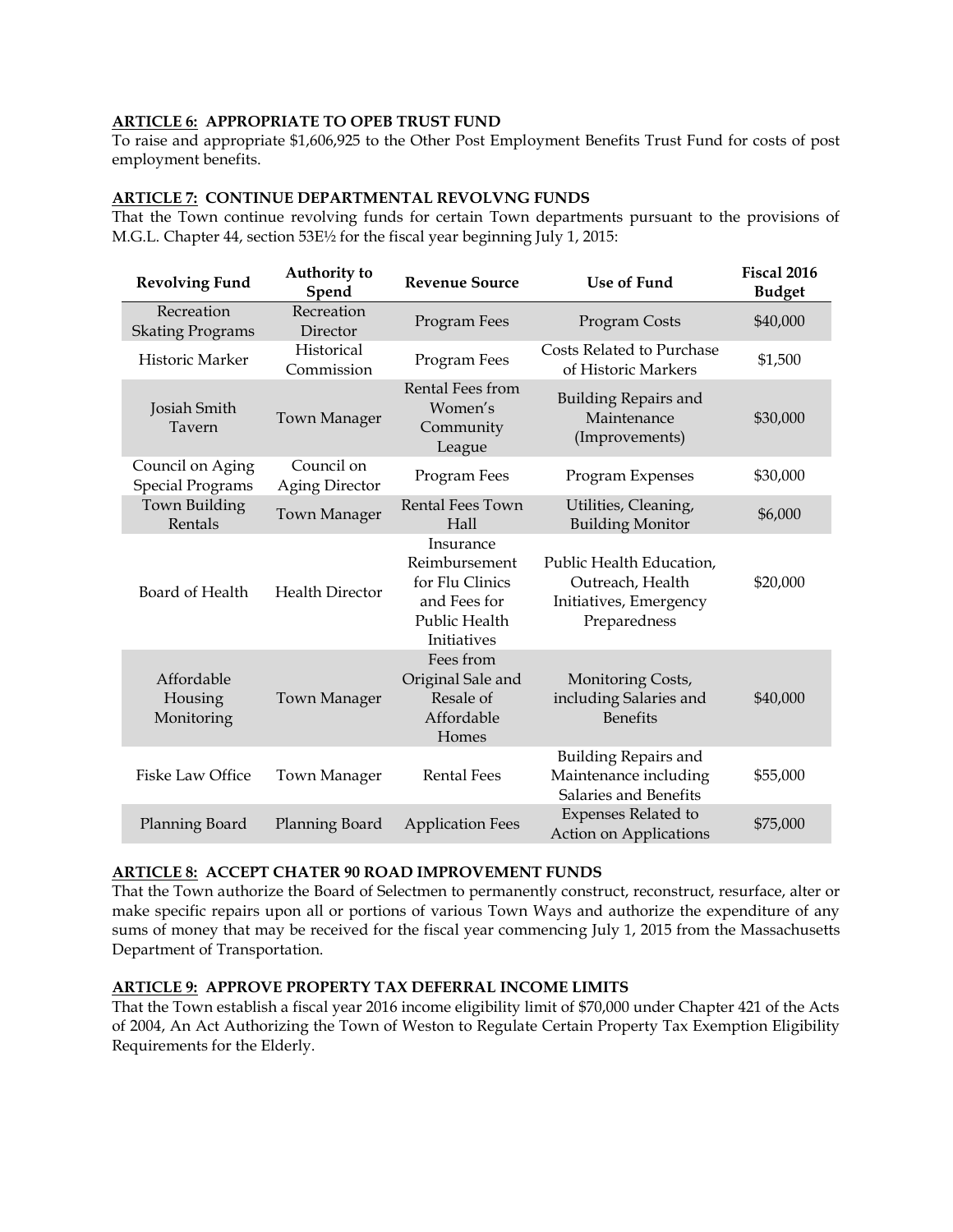**ARTICLE 6: APPROPRIATE TO OPEB TRUST FUND**

To raise and appropriate $1,606,925 to the Other Post Employment Benefits Trust Fund for costs of post employment benefits.

**ARTICLE 7: CONTINUE DEPARTMENTAL REVOLVNG FUNDS**

That the Town continue revolving funds for certain Town departments pursuant to the provisions of M.G.L. Chapter 44, section 53E½ for the fiscal year beginning July 1, 2015:

| Revolving Fund | Authority to Spend | Revenue Source | Use of Fund | Fiscal 2016 Budget |
|---|---|---|---|---|
| Recreation Skating Programs | Recreation Director | Program Fees | Program Costs | $40,000 |
| Historic Marker | Historical Commission | Program Fees | Costs Related to Purchase of Historic Markers | $1,500 |
| Josiah Smith Tavern | Town Manager | Rental Fees from Women's Community League | Building Repairs and Maintenance (Improvements) | $30,000 |
| Council on Aging Special Programs | Council on Aging Director | Program Fees | Program Expenses | $30,000 |
| Town Building Rentals | Town Manager | Rental Fees Town Hall | Utilities, Cleaning, Building Monitor | $6,000 |
| Board of Health | Health Director | Insurance Reimbursement for Flu Clinics and Fees for Public Health Initiatives | Public Health Education, Outreach, Health Initiatives, Emergency Preparedness | $20,000 |
| Affordable Housing Monitoring | Town Manager | Fees from Original Sale and Resale of Affordable Homes | Monitoring Costs, including Salaries and Benefits | $40,000 |
| Fiske Law Office | Town Manager | Rental Fees | Building Repairs and Maintenance including Salaries and Benefits | $55,000 |
| Planning Board | Planning Board | Application Fees | Expenses Related to Action on Applications | $75,000 |

**ARTICLE 8: ACCEPT CHATER 90 ROAD IMPROVEMENT FUNDS**

That the Town authorize the Board of Selectmen to permanently construct, reconstruct, resurface, alter or make specific repairs upon all or portions of various Town Ways and authorize the expenditure of any sums of money that may be received for the fiscal year commencing July 1, 2015 from the Massachusetts Department of Transportation.

**ARTICLE 9: APPROVE PROPERTY TAX DEFERRAL INCOME LIMITS**

That the Town establish a fiscal year 2016 income eligibility limit of $70,000 under Chapter 421 of the Acts of 2004, An Act Authorizing the Town of Weston to Regulate Certain Property Tax Exemption Eligibility Requirements for the Elderly.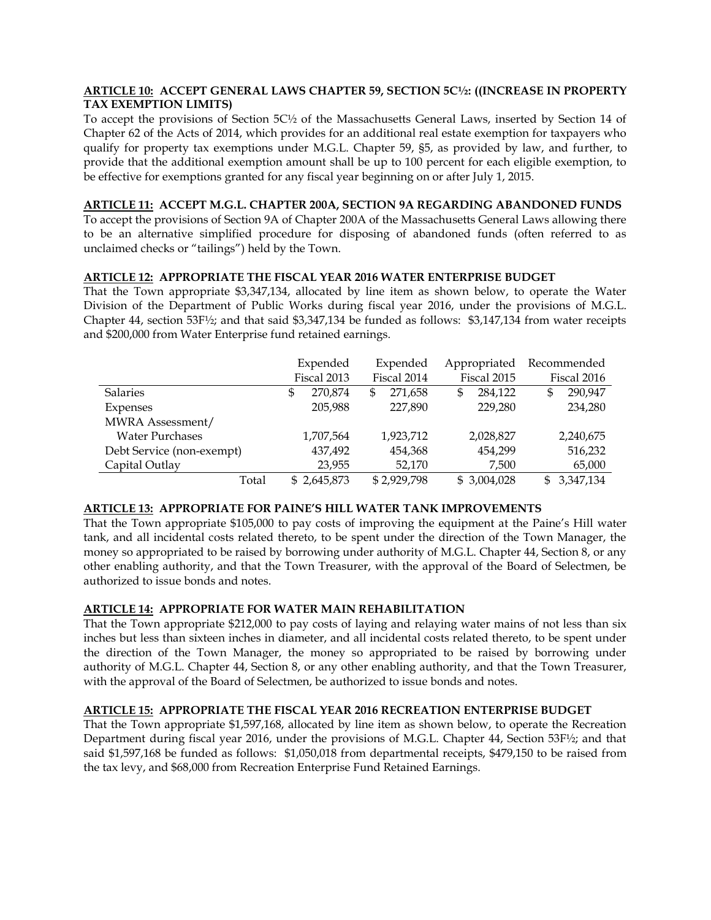**ARTICLE 10: ACCEPT GENERAL LAWS CHAPTER 59, SECTION 5C½: ((INCREASE IN PROPERTY TAX EXEMPTION LIMITS)**

To accept the provisions of Section 5C½ of the Massachusetts General Laws, inserted by Section 14 of Chapter 62 of the Acts of 2014, which provides for an additional real estate exemption for taxpayers who qualify for property tax exemptions under M.G.L. Chapter 59, §5, as provided by law, and further, to provide that the additional exemption amount shall be up to 100 percent for each eligible exemption, to be effective for exemptions granted for any fiscal year beginning on or after July 1, 2015.

**ARTICLE 11: ACCEPT M.G.L. CHAPTER 200A, SECTION 9A REGARDING ABANDONED FUNDS**

To accept the provisions of Section 9A of Chapter 200A of the Massachusetts General Laws allowing there to be an alternative simplified procedure for disposing of abandoned funds (often referred to as unclaimed checks or "tailings") held by the Town.

**ARTICLE 12: APPROPRIATE THE FISCAL YEAR 2016 WATER ENTERPRISE BUDGET**

That the Town appropriate $3,347,134, allocated by line item as shown below, to operate the Water Division of the Department of Public Works during fiscal year 2016, under the provisions of M.G.L. Chapter 44, section 53F½; and that said $3,347,134 be funded as follows: $3,147,134 from water receipts and $200,000 from Water Enterprise fund retained earnings.

| | Expended Fiscal 2013 | Expended Fiscal 2014 | Appropriated Fiscal 2015 | Recommended Fiscal 2016 |
|---|---|---|---|---|
| Salaries | $ 270,874 | $ 271,658 | $ 284,122 | $ 290,947 |
| Expenses | 205,988 | 227,890 | 229,280 | 234,280 |
| MWRA Assessment/ Water Purchases | 1,707,564 | 1,923,712 | 2,028,827 | 2,240,675 |
| Debt Service (non-exempt) | 437,492 | 454,368 | 454,299 | 516,232 |
| Capital Outlay | 23,955 | 52,170 | 7,500 | 65,000 |
| Total | $ 2,645,873 | $ 2,929,798 | $ 3,004,028 | $ 3,347,134 |

**ARTICLE 13: APPROPRIATE FOR PAINE'S HILL WATER TANK IMPROVEMENTS**

That the Town appropriate $105,000 to pay costs of improving the equipment at the Paine's Hill water tank, and all incidental costs related thereto, to be spent under the direction of the Town Manager, the money so appropriated to be raised by borrowing under authority of M.G.L. Chapter 44, Section 8, or any other enabling authority, and that the Town Treasurer, with the approval of the Board of Selectmen, be authorized to issue bonds and notes.

**ARTICLE 14: APPROPRIATE FOR WATER MAIN REHABILITATION**

That the Town appropriate $212,000 to pay costs of laying and relaying water mains of not less than six inches but less than sixteen inches in diameter, and all incidental costs related thereto, to be spent under the direction of the Town Manager, the money so appropriated to be raised by borrowing under authority of M.G.L. Chapter 44, Section 8, or any other enabling authority, and that the Town Treasurer, with the approval of the Board of Selectmen, be authorized to issue bonds and notes.

**ARTICLE 15: APPROPRIATE THE FISCAL YEAR 2016 RECREATION ENTERPRISE BUDGET**

That the Town appropriate $1,597,168, allocated by line item as shown below, to operate the Recreation Department during fiscal year 2016, under the provisions of M.G.L. Chapter 44, Section 53F½; and that said $1,597,168 be funded as follows: $1,050,018 from departmental receipts, $479,150 to be raised from the tax levy, and $68,000 from Recreation Enterprise Fund Retained Earnings.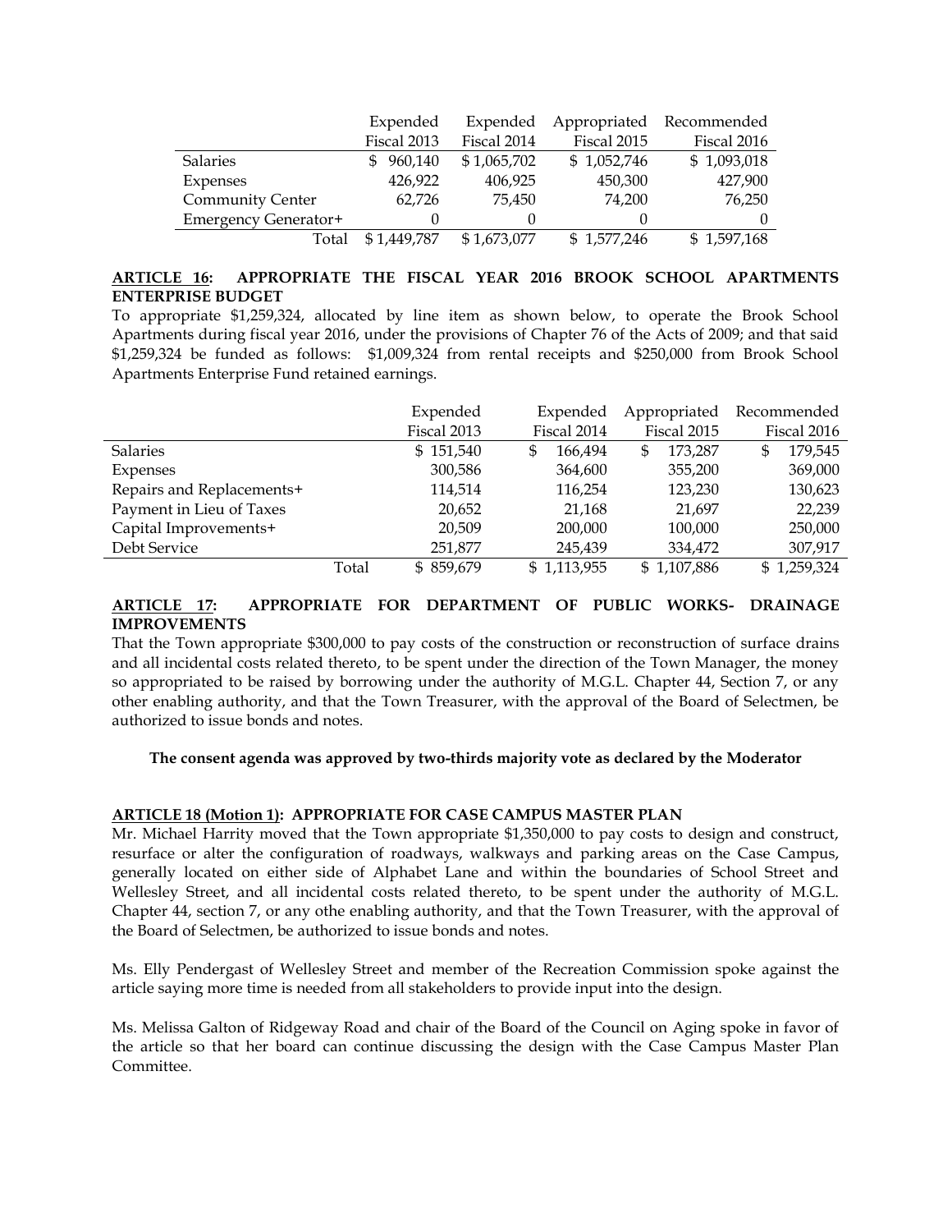| | Expended Fiscal 2013 | Expended Fiscal 2014 | Appropriated Fiscal 2015 | Recommended Fiscal 2016 |
|---|---|---|---|---|
| Salaries | $ 960,140 | $ 1,065,702 | $ 1,052,746 | $ 1,093,018 |
| Expenses | 426,922 | 406,925 | 450,300 | 427,900 |
| Community Center | 62,726 | 75,450 | 74,200 | 76,250 |
| Emergency Generator+ | 0 | 0 | 0 | 0 |
| Total | $ 1,449,787 | $ 1,673,077 | $ 1,577,246 | $ 1,597,168 |

**ARTICLE 16: APPROPRIATE THE FISCAL YEAR 2016 BROOK SCHOOL APARTMENTS ENTERPRISE BUDGET**

To appropriate $1,259,324, allocated by line item as shown below, to operate the Brook School Apartments during fiscal year 2016, under the provisions of Chapter 76 of the Acts of 2009; and that said $1,259,324 be funded as follows: $1,009,324 from rental receipts and $250,000 from Brook School Apartments Enterprise Fund retained earnings.

| | Expended Fiscal 2013 | Expended Fiscal 2014 | Appropriated Fiscal 2015 | Recommended Fiscal 2016 |
|---|---|---|---|---|
| Salaries | $ 151,540 | $ 166,494 | $ 173,287 | $ 179,545 |
| Expenses | 300,586 | 364,600 | 355,200 | 369,000 |
| Repairs and Replacements+ | 114,514 | 116,254 | 123,230 | 130,623 |
| Payment in Lieu of Taxes | 20,652 | 21,168 | 21,697 | 22,239 |
| Capital Improvements+ | 20,509 | 200,000 | 100,000 | 250,000 |
| Debt Service | 251,877 | 245,439 | 334,472 | 307,917 |
| Total | $ 859,679 | $ 1,113,955 | $ 1,107,886 | $ 1,259,324 |

**ARTICLE 17: APPROPRIATE FOR DEPARTMENT OF PUBLIC WORKS- DRAINAGE IMPROVEMENTS**

That the Town appropriate $300,000 to pay costs of the construction or reconstruction of surface drains and all incidental costs related thereto, to be spent under the direction of the Town Manager, the money so appropriated to be raised by borrowing under the authority of M.G.L. Chapter 44, Section 7, or any other enabling authority, and that the Town Treasurer, with the approval of the Board of Selectmen, be authorized to issue bonds and notes.

**The consent agenda was approved by two-thirds majority vote as declared by the Moderator**

**ARTICLE 18 (Motion 1): APPROPRIATE FOR CASE CAMPUS MASTER PLAN**

Mr. Michael Harrity moved that the Town appropriate $1,350,000 to pay costs to design and construct, resurface or alter the configuration of roadways, walkways and parking areas on the Case Campus, generally located on either side of Alphabet Lane and within the boundaries of School Street and Wellesley Street, and all incidental costs related thereto, to be spent under the authority of M.G.L. Chapter 44, section 7, or any othe enabling authority, and that the Town Treasurer, with the approval of the Board of Selectmen, be authorized to issue bonds and notes.

Ms. Elly Pendergast of Wellesley Street and member of the Recreation Commission spoke against the article saying more time is needed from all stakeholders to provide input into the design.

Ms. Melissa Galton of Ridgeway Road and chair of the Board of the Council on Aging spoke in favor of the article so that her board can continue discussing the design with the Case Campus Master Plan Committee.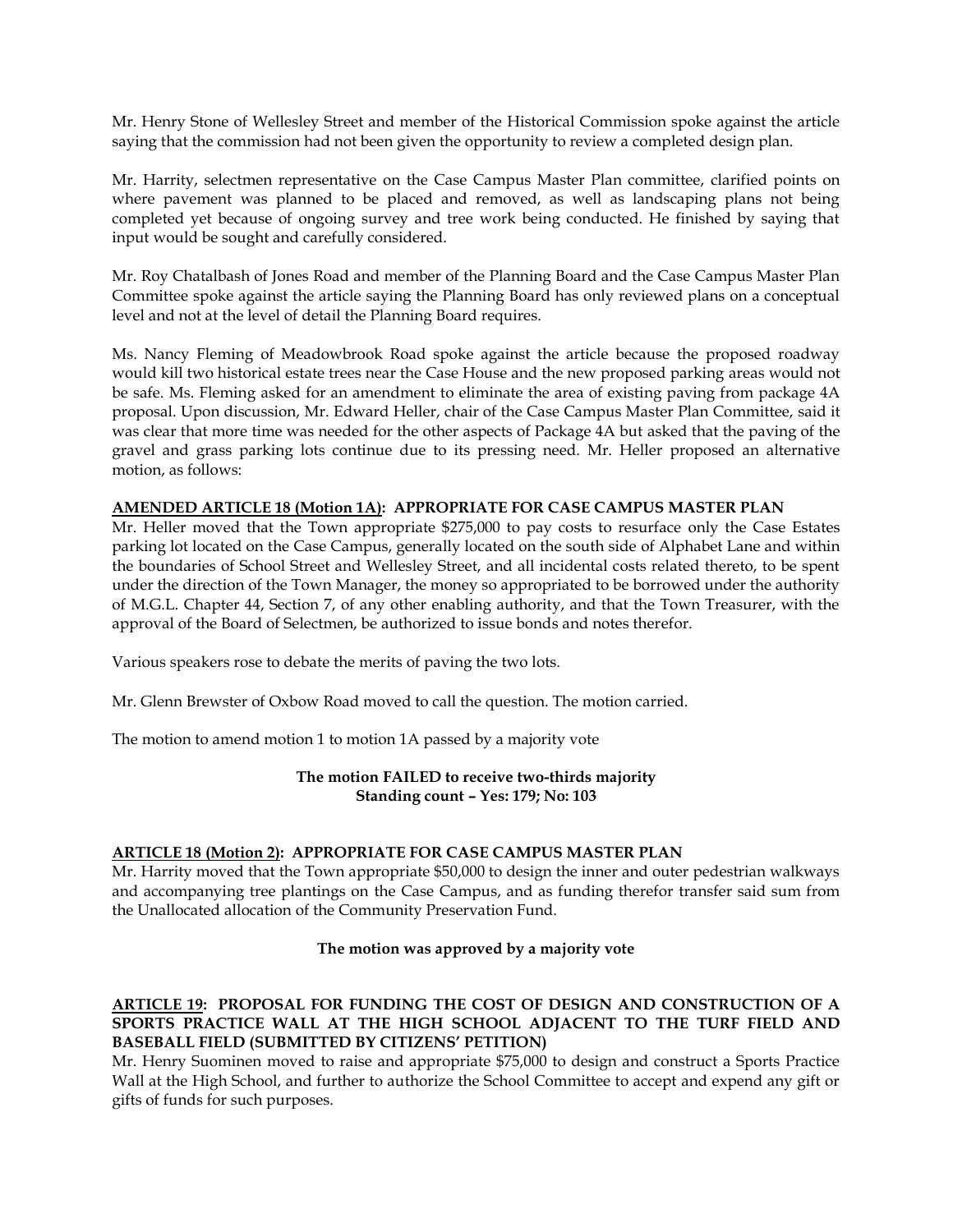Mr. Henry Stone of Wellesley Street and member of the Historical Commission spoke against the article saying that the commission had not been given the opportunity to review a completed design plan.

Mr. Harrity, selectmen representative on the Case Campus Master Plan committee, clarified points on where pavement was planned to be placed and removed, as well as landscaping plans not being completed yet because of ongoing survey and tree work being conducted. He finished by saying that input would be sought and carefully considered.

Mr. Roy Chatalbash of Jones Road and member of the Planning Board and the Case Campus Master Plan Committee spoke against the article saying the Planning Board has only reviewed plans on a conceptual level and not at the level of detail the Planning Board requires.

Ms. Nancy Fleming of Meadowbrook Road spoke against the article because the proposed roadway would kill two historical estate trees near the Case House and the new proposed parking areas would not be safe. Ms. Fleming asked for an amendment to eliminate the area of existing paving from package 4A proposal. Upon discussion, Mr. Edward Heller, chair of the Case Campus Master Plan Committee, said it was clear that more time was needed for the other aspects of Package 4A but asked that the paving of the gravel and grass parking lots continue due to its pressing need. Mr. Heller proposed an alternative motion, as follows:

**AMENDED ARTICLE 18 (Motion 1A): APPROPRIATE FOR CASE CAMPUS MASTER PLAN**

Mr. Heller moved that the Town appropriate $275,000 to pay costs to resurface only the Case Estates parking lot located on the Case Campus, generally located on the south side of Alphabet Lane and within the boundaries of School Street and Wellesley Street, and all incidental costs related thereto, to be spent under the direction of the Town Manager, the money so appropriated to be borrowed under the authority of M.G.L. Chapter 44, Section 7, of any other enabling authority, and that the Town Treasurer, with the approval of the Board of Selectmen, be authorized to issue bonds and notes therefor.

Various speakers rose to debate the merits of paving the two lots.

Mr. Glenn Brewster of Oxbow Road moved to call the question. The motion carried.

The motion to amend motion 1 to motion 1A passed by a majority vote

**The motion FAILED to receive two-thirds majority**
**Standing count – Yes: 179; No: 103**

**ARTICLE 18 (Motion 2): APPROPRIATE FOR CASE CAMPUS MASTER PLAN**

Mr. Harrity moved that the Town appropriate $50,000 to design the inner and outer pedestrian walkways and accompanying tree plantings on the Case Campus, and as funding therefor transfer said sum from the Unallocated allocation of the Community Preservation Fund.

**The motion was approved by a majority vote**

**ARTICLE 19: PROPOSAL FOR FUNDING THE COST OF DESIGN AND CONSTRUCTION OF A SPORTS PRACTICE WALL AT THE HIGH SCHOOL ADJACENT TO THE TURF FIELD AND BASEBALL FIELD (SUBMITTED BY CITIZENS' PETITION)**

Mr. Henry Suominen moved to raise and appropriate $75,000 to design and construct a Sports Practice Wall at the High School, and further to authorize the School Committee to accept and expend any gift or gifts of funds for such purposes.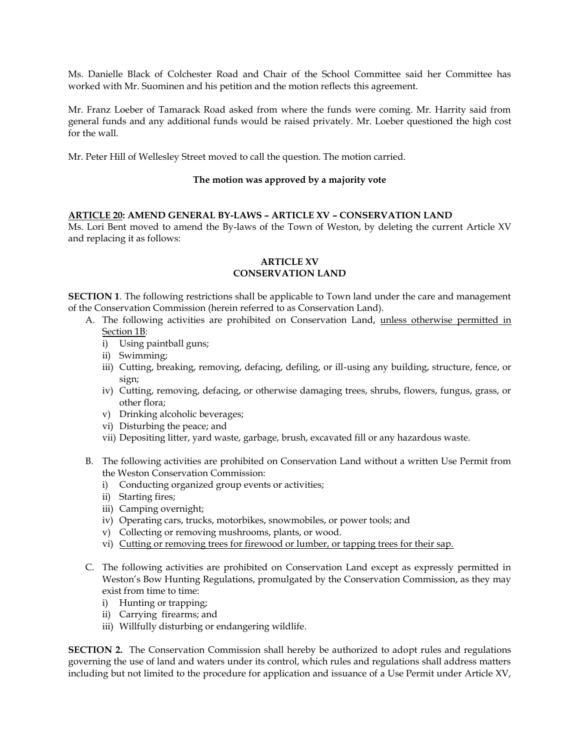Ms. Danielle Black of Colchester Road and Chair of the School Committee said her Committee has worked with Mr. Suominen and his petition and the motion reflects this agreement.

Mr. Franz Loeber of Tamarack Road asked from where the funds were coming. Mr. Harrity said from general funds and any additional funds would be raised privately. Mr. Loeber questioned the high cost for the wall.

Mr. Peter Hill of Wellesley Street moved to call the question. The motion carried.

**The motion was approved by a majority vote**

**<u>ARTICLE 20</u>: AMEND GENERAL BY-LAWS – ARTICLE XV – CONSERVATION LAND**

Ms. Lori Bent moved to amend the By-laws of the Town of Weston, by deleting the current Article XV and replacing it as follows:

**ARTICLE XV**
**CONSERVATION LAND**

**SECTION 1**. The following restrictions shall be applicable to Town land under the care and management of the Conservation Commission (herein referred to as Conservation Land).

A. The following activities are prohibited on Conservation Land, <u>unless otherwise permitted in Section 1B</u>:
   i) Using paintball guns;
   ii) Swimming;
   iii) Cutting, breaking, removing, defacing, defiling, or ill-using any building, structure, fence, or sign;
   iv) Cutting, removing, defacing, or otherwise damaging trees, shrubs, flowers, fungus, grass, or other flora;
   v) Drinking alcoholic beverages;
   vi) Disturbing the peace; and
   vii) Depositing litter, yard waste, garbage, brush, excavated fill or any hazardous waste.

B. The following activities are prohibited on Conservation Land without a written Use Permit from the Weston Conservation Commission:
   i) Conducting organized group events or activities;
   ii) Starting fires;
   iii) Camping overnight;
   iv) Operating cars, trucks, motorbikes, snowmobiles, or power tools; and
   v) Collecting or removing mushrooms, plants, or wood.
   vi) <u>Cutting or removing trees for firewood or lumber, or tapping trees for their sap.</u>

C. The following activities are prohibited on Conservation Land except as expressly permitted in Weston's Bow Hunting Regulations, promulgated by the Conservation Commission, as they may exist from time to time:
   i) Hunting or trapping;
   ii) Carrying firearms; and
   iii) Willfully disturbing or endangering wildlife.

**SECTION 2.** The Conservation Commission shall hereby be authorized to adopt rules and regulations governing the use of land and waters under its control, which rules and regulations shall address matters including but not limited to the procedure for application and issuance of a Use Permit under Article XV,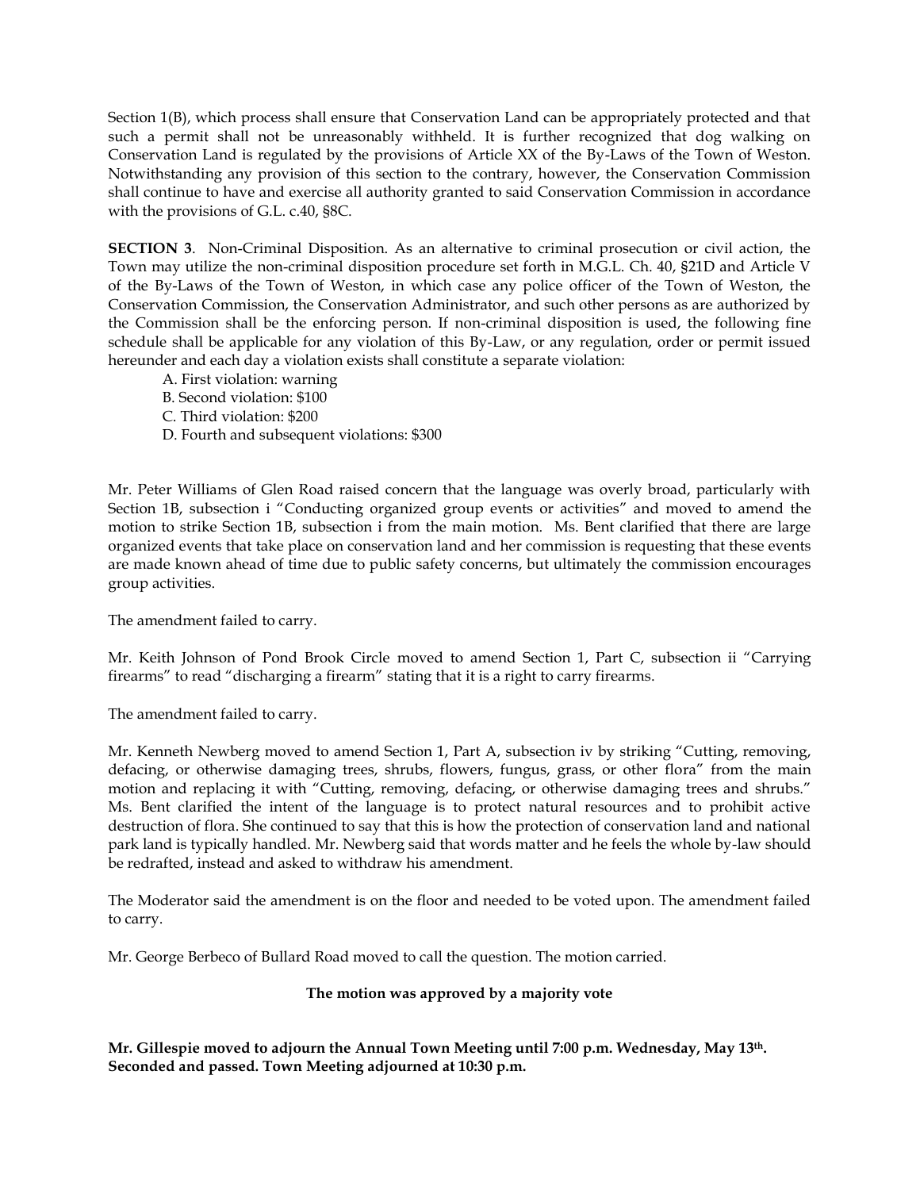Section 1(B), which process shall ensure that Conservation Land can be appropriately protected and that such a permit shall not be unreasonably withheld. It is further recognized that dog walking on Conservation Land is regulated by the provisions of Article XX of the By-Laws of the Town of Weston. Notwithstanding any provision of this section to the contrary, however, the Conservation Commission shall continue to have and exercise all authority granted to said Conservation Commission in accordance with the provisions of G.L. c.40, §8C.

**SECTION 3**. Non-Criminal Disposition. As an alternative to criminal prosecution or civil action, the Town may utilize the non-criminal disposition procedure set forth in M.G.L. Ch. 40, §21D and Article V of the By-Laws of the Town of Weston, in which case any police officer of the Town of Weston, the Conservation Commission, the Conservation Administrator, and such other persons as are authorized by the Commission shall be the enforcing person. If non-criminal disposition is used, the following fine schedule shall be applicable for any violation of this By-Law, or any regulation, order or permit issued hereunder and each day a violation exists shall constitute a separate violation:

A. First violation: warning
B. Second violation: $100
C. Third violation: $200
D. Fourth and subsequent violations: $300

Mr. Peter Williams of Glen Road raised concern that the language was overly broad, particularly with Section 1B, subsection i "Conducting organized group events or activities" and moved to amend the motion to strike Section 1B, subsection i from the main motion. Ms. Bent clarified that there are large organized events that take place on conservation land and her commission is requesting that these events are made known ahead of time due to public safety concerns, but ultimately the commission encourages group activities.

The amendment failed to carry.

Mr. Keith Johnson of Pond Brook Circle moved to amend Section 1, Part C, subsection ii "Carrying firearms" to read "discharging a firearm" stating that it is a right to carry firearms.

The amendment failed to carry.

Mr. Kenneth Newberg moved to amend Section 1, Part A, subsection iv by striking "Cutting, removing, defacing, or otherwise damaging trees, shrubs, flowers, fungus, grass, or other flora" from the main motion and replacing it with "Cutting, removing, defacing, or otherwise damaging trees and shrubs." Ms. Bent clarified the intent of the language is to protect natural resources and to prohibit active destruction of flora. She continued to say that this is how the protection of conservation land and national park land is typically handled. Mr. Newberg said that words matter and he feels the whole by-law should be redrafted, instead and asked to withdraw his amendment.

The Moderator said the amendment is on the floor and needed to be voted upon. The amendment failed to carry.

Mr. George Berbeco of Bullard Road moved to call the question. The motion carried.

**The motion was approved by a majority vote**

**Mr. Gillespie moved to adjourn the Annual Town Meeting until 7:00 p.m. Wednesday, May 13th. Seconded and passed. Town Meeting adjourned at 10:30 p.m.**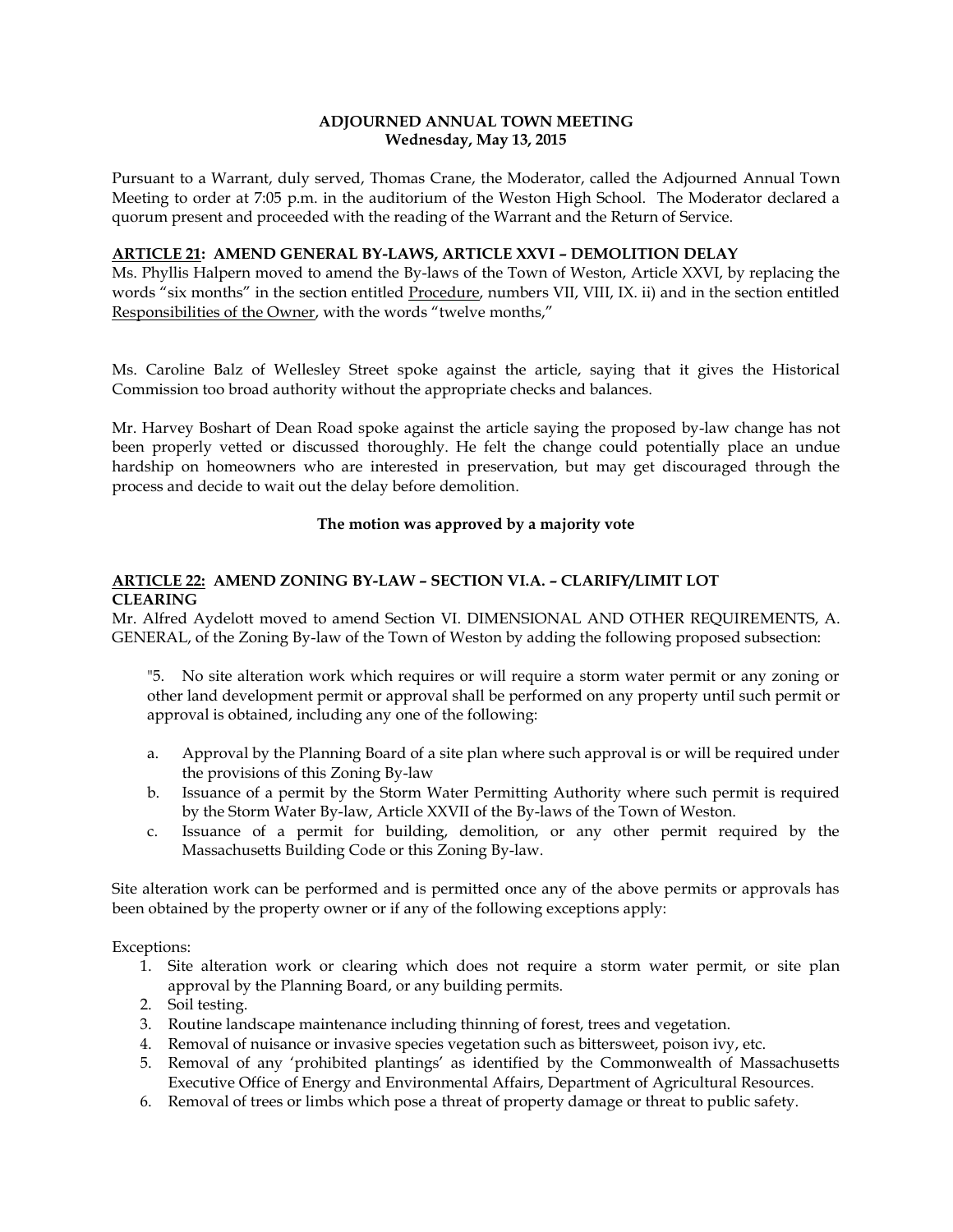**ADJOURNED ANNUAL TOWN MEETING**
**Wednesday, May 13, 2015**

Pursuant to a Warrant, duly served, Thomas Crane, the Moderator, called the Adjourned Annual Town Meeting to order at 7:05 p.m. in the auditorium of the Weston High School. The Moderator declared a quorum present and proceeded with the reading of the Warrant and the Return of Service.

**ARTICLE 21: AMEND GENERAL BY-LAWS, ARTICLE XXVI – DEMOLITION DELAY**

Ms. Phyllis Halpern moved to amend the By-laws of the Town of Weston, Article XXVI, by replacing the words "six months" in the section entitled Procedure, numbers VII, VIII, IX. ii) and in the section entitled Responsibilities of the Owner, with the words "twelve months,"

Ms. Caroline Balz of Wellesley Street spoke against the article, saying that it gives the Historical Commission too broad authority without the appropriate checks and balances.

Mr. Harvey Boshart of Dean Road spoke against the article saying the proposed by-law change has not been properly vetted or discussed thoroughly. He felt the change could potentially place an undue hardship on homeowners who are interested in preservation, but may get discouraged through the process and decide to wait out the delay before demolition.

**The motion was approved by a majority vote**

**ARTICLE 22: AMEND ZONING BY-LAW – SECTION VI.A. – CLARIFY/LIMIT LOT CLEARING**

Mr. Alfred Aydelott moved to amend Section VI. DIMENSIONAL AND OTHER REQUIREMENTS, A. GENERAL, of the Zoning By-law of the Town of Weston by adding the following proposed subsection:

"5. No site alteration work which requires or will require a storm water permit or any zoning or other land development permit or approval shall be performed on any property until such permit or approval is obtained, including any one of the following:

a. Approval by the Planning Board of a site plan where such approval is or will be required under the provisions of this Zoning By-law
b. Issuance of a permit by the Storm Water Permitting Authority where such permit is required by the Storm Water By-law, Article XXVII of the By-laws of the Town of Weston.
c. Issuance of a permit for building, demolition, or any other permit required by the Massachusetts Building Code or this Zoning By-law.

Site alteration work can be performed and is permitted once any of the above permits or approvals has been obtained by the property owner or if any of the following exceptions apply:

Exceptions:

1. Site alteration work or clearing which does not require a storm water permit, or site plan approval by the Planning Board, or any building permits.
2. Soil testing.
3. Routine landscape maintenance including thinning of forest, trees and vegetation.
4. Removal of nuisance or invasive species vegetation such as bittersweet, poison ivy, etc.
5. Removal of any 'prohibited plantings' as identified by the Commonwealth of Massachusetts Executive Office of Energy and Environmental Affairs, Department of Agricultural Resources.
6. Removal of trees or limbs which pose a threat of property damage or threat to public safety.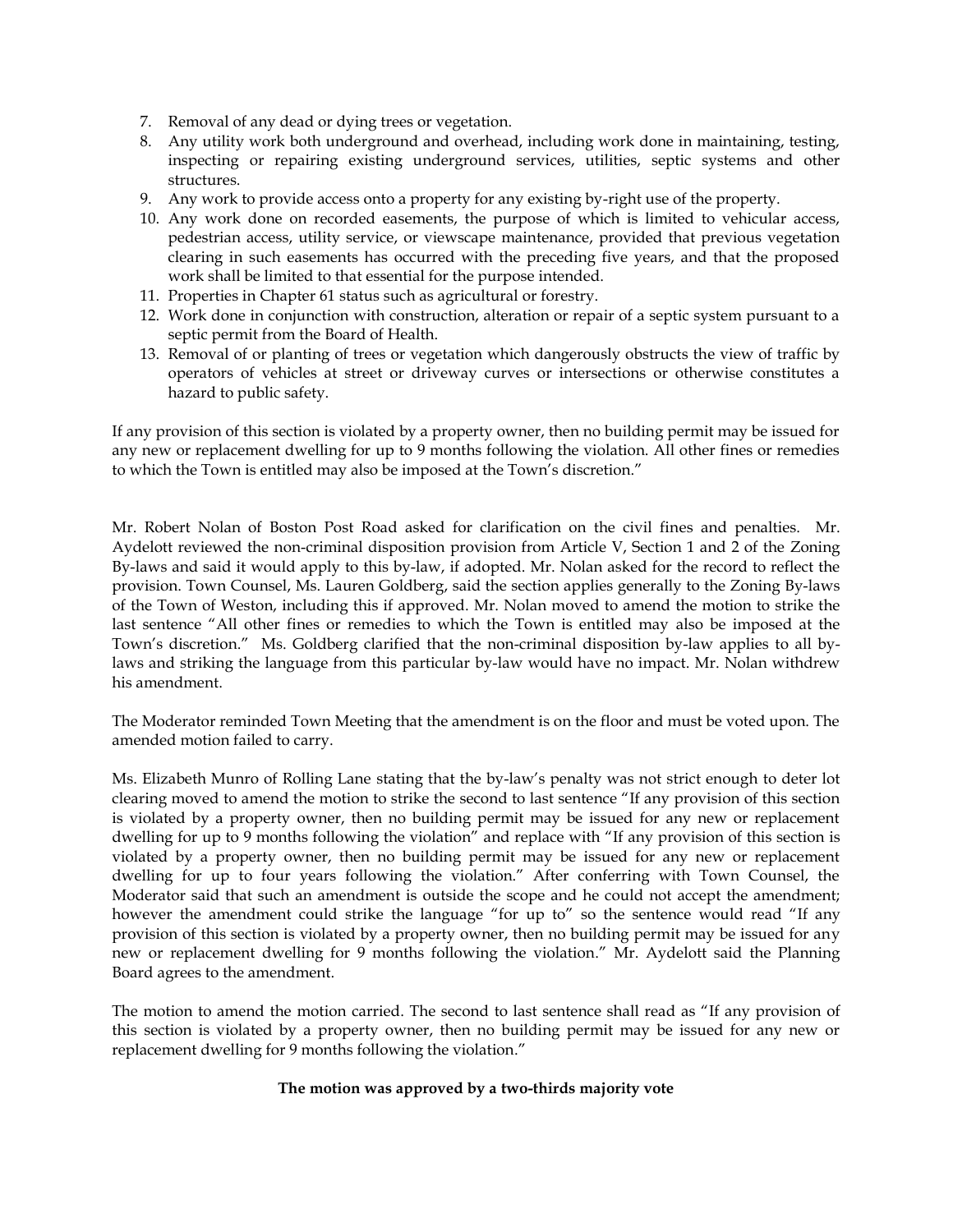7. Removal of any dead or dying trees or vegetation.
8. Any utility work both underground and overhead, including work done in maintaining, testing, inspecting or repairing existing underground services, utilities, septic systems and other structures.
9. Any work to provide access onto a property for any existing by-right use of the property.
10. Any work done on recorded easements, the purpose of which is limited to vehicular access, pedestrian access, utility service, or viewscape maintenance, provided that previous vegetation clearing in such easements has occurred with the preceding five years, and that the proposed work shall be limited to that essential for the purpose intended.
11. Properties in Chapter 61 status such as agricultural or forestry.
12. Work done in conjunction with construction, alteration or repair of a septic system pursuant to a septic permit from the Board of Health.
13. Removal of or planting of trees or vegetation which dangerously obstructs the view of traffic by operators of vehicles at street or driveway curves or intersections or otherwise constitutes a hazard to public safety.

If any provision of this section is violated by a property owner, then no building permit may be issued for any new or replacement dwelling for up to 9 months following the violation. All other fines or remedies to which the Town is entitled may also be imposed at the Town's discretion."

Mr. Robert Nolan of Boston Post Road asked for clarification on the civil fines and penalties. Mr. Aydelott reviewed the non-criminal disposition provision from Article V, Section 1 and 2 of the Zoning By-laws and said it would apply to this by-law, if adopted. Mr. Nolan asked for the record to reflect the provision. Town Counsel, Ms. Lauren Goldberg, said the section applies generally to the Zoning By-laws of the Town of Weston, including this if approved. Mr. Nolan moved to amend the motion to strike the last sentence "All other fines or remedies to which the Town is entitled may also be imposed at the Town's discretion." Ms. Goldberg clarified that the non-criminal disposition by-law applies to all by-laws and striking the language from this particular by-law would have no impact. Mr. Nolan withdrew his amendment.

The Moderator reminded Town Meeting that the amendment is on the floor and must be voted upon. The amended motion failed to carry.

Ms. Elizabeth Munro of Rolling Lane stating that the by-law's penalty was not strict enough to deter lot clearing moved to amend the motion to strike the second to last sentence "If any provision of this section is violated by a property owner, then no building permit may be issued for any new or replacement dwelling for up to 9 months following the violation" and replace with "If any provision of this section is violated by a property owner, then no building permit may be issued for any new or replacement dwelling for up to four years following the violation." After conferring with Town Counsel, the Moderator said that such an amendment is outside the scope and he could not accept the amendment; however the amendment could strike the language "for up to" so the sentence would read "If any provision of this section is violated by a property owner, then no building permit may be issued for any new or replacement dwelling for 9 months following the violation." Mr. Aydelott said the Planning Board agrees to the amendment.

The motion to amend the motion carried. The second to last sentence shall read as "If any provision of this section is violated by a property owner, then no building permit may be issued for any new or replacement dwelling for 9 months following the violation."

**The motion was approved by a two-thirds majority vote**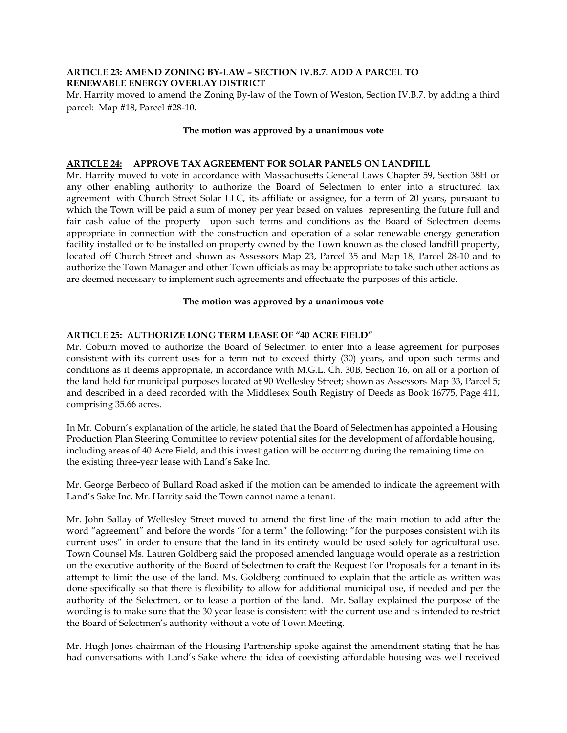**ARTICLE 23: AMEND ZONING BY-LAW – SECTION IV.B.7. ADD A PARCEL TO RENEWABLE ENERGY OVERLAY DISTRICT**

Mr. Harrity moved to amend the Zoning By-law of the Town of Weston, Section IV.B.7. by adding a third parcel: Map #18, Parcel #28-10.

**The motion was approved by a unanimous vote**

**ARTICLE 24: APPROVE TAX AGREEMENT FOR SOLAR PANELS ON LANDFILL**

Mr. Harrity moved to vote in accordance with Massachusetts General Laws Chapter 59, Section 38H or any other enabling authority to authorize the Board of Selectmen to enter into a structured tax agreement with Church Street Solar LLC, its affiliate or assignee, for a term of 20 years, pursuant to which the Town will be paid a sum of money per year based on values representing the future full and fair cash value of the property upon such terms and conditions as the Board of Selectmen deems appropriate in connection with the construction and operation of a solar renewable energy generation facility installed or to be installed on property owned by the Town known as the closed landfill property, located off Church Street and shown as Assessors Map 23, Parcel 35 and Map 18, Parcel 28-10 and to authorize the Town Manager and other Town officials as may be appropriate to take such other actions as are deemed necessary to implement such agreements and effectuate the purposes of this article.

**The motion was approved by a unanimous vote**

**ARTICLE 25: AUTHORIZE LONG TERM LEASE OF "40 ACRE FIELD"**

Mr. Coburn moved to authorize the Board of Selectmen to enter into a lease agreement for purposes consistent with its current uses for a term not to exceed thirty (30) years, and upon such terms and conditions as it deems appropriate, in accordance with M.G.L. Ch. 30B, Section 16, on all or a portion of the land held for municipal purposes located at 90 Wellesley Street; shown as Assessors Map 33, Parcel 5; and described in a deed recorded with the Middlesex South Registry of Deeds as Book 16775, Page 411, comprising 35.66 acres.

In Mr. Coburn's explanation of the article, he stated that the Board of Selectmen has appointed a Housing Production Plan Steering Committee to review potential sites for the development of affordable housing, including areas of 40 Acre Field, and this investigation will be occurring during the remaining time on the existing three-year lease with Land's Sake Inc.

Mr. George Berbeco of Bullard Road asked if the motion can be amended to indicate the agreement with Land's Sake Inc. Mr. Harrity said the Town cannot name a tenant.

Mr. John Sallay of Wellesley Street moved to amend the first line of the main motion to add after the word "agreement" and before the words "for a term" the following: "for the purposes consistent with its current uses" in order to ensure that the land in its entirety would be used solely for agricultural use. Town Counsel Ms. Lauren Goldberg said the proposed amended language would operate as a restriction on the executive authority of the Board of Selectmen to craft the Request For Proposals for a tenant in its attempt to limit the use of the land. Ms. Goldberg continued to explain that the article as written was done specifically so that there is flexibility to allow for additional municipal use, if needed and per the authority of the Selectmen, or to lease a portion of the land. Mr. Sallay explained the purpose of the wording is to make sure that the 30 year lease is consistent with the current use and is intended to restrict the Board of Selectmen's authority without a vote of Town Meeting.

Mr. Hugh Jones chairman of the Housing Partnership spoke against the amendment stating that he has had conversations with Land's Sake where the idea of coexisting affordable housing was well received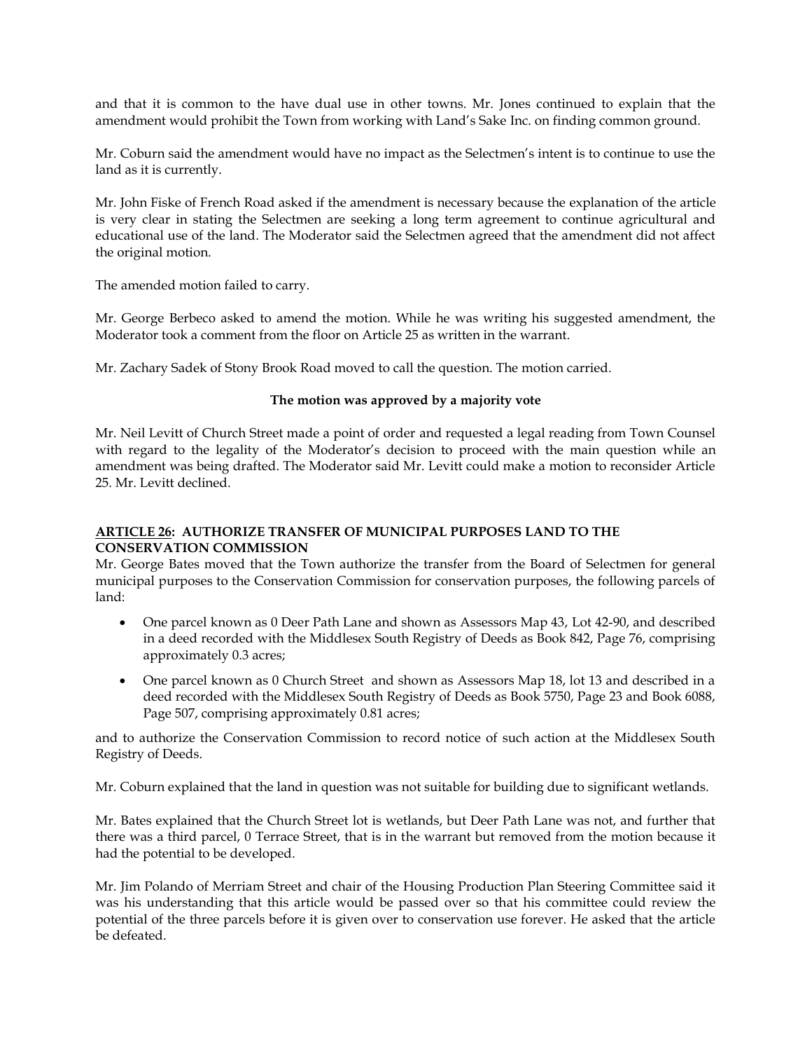and that it is common to the have dual use in other towns. Mr. Jones continued to explain that the amendment would prohibit the Town from working with Land's Sake Inc. on finding common ground.

Mr. Coburn said the amendment would have no impact as the Selectmen's intent is to continue to use the land as it is currently.

Mr. John Fiske of French Road asked if the amendment is necessary because the explanation of the article is very clear in stating the Selectmen are seeking a long term agreement to continue agricultural and educational use of the land. The Moderator said the Selectmen agreed that the amendment did not affect the original motion.

The amended motion failed to carry.

Mr. George Berbeco asked to amend the motion. While he was writing his suggested amendment, the Moderator took a comment from the floor on Article 25 as written in the warrant.

Mr. Zachary Sadek of Stony Brook Road moved to call the question. The motion carried.

**The motion was approved by a majority vote**

Mr. Neil Levitt of Church Street made a point of order and requested a legal reading from Town Counsel with regard to the legality of the Moderator's decision to proceed with the main question while an amendment was being drafted. The Moderator said Mr. Levitt could make a motion to reconsider Article 25. Mr. Levitt declined.

## **<u>ARTICLE 26</u>: AUTHORIZE TRANSFER OF MUNICIPAL PURPOSES LAND TO THE CONSERVATION COMMISSION**

Mr. George Bates moved that the Town authorize the transfer from the Board of Selectmen for general municipal purposes to the Conservation Commission for conservation purposes, the following parcels of land:

- One parcel known as 0 Deer Path Lane and shown as Assessors Map 43, Lot 42-90, and described in a deed recorded with the Middlesex South Registry of Deeds as Book 842, Page 76, comprising approximately 0.3 acres;
- One parcel known as 0 Church Street and shown as Assessors Map 18, lot 13 and described in a deed recorded with the Middlesex South Registry of Deeds as Book 5750, Page 23 and Book 6088, Page 507, comprising approximately 0.81 acres;

and to authorize the Conservation Commission to record notice of such action at the Middlesex South Registry of Deeds.

Mr. Coburn explained that the land in question was not suitable for building due to significant wetlands.

Mr. Bates explained that the Church Street lot is wetlands, but Deer Path Lane was not, and further that there was a third parcel, 0 Terrace Street, that is in the warrant but removed from the motion because it had the potential to be developed.

Mr. Jim Polando of Merriam Street and chair of the Housing Production Plan Steering Committee said it was his understanding that this article would be passed over so that his committee could review the potential of the three parcels before it is given over to conservation use forever. He asked that the article be defeated.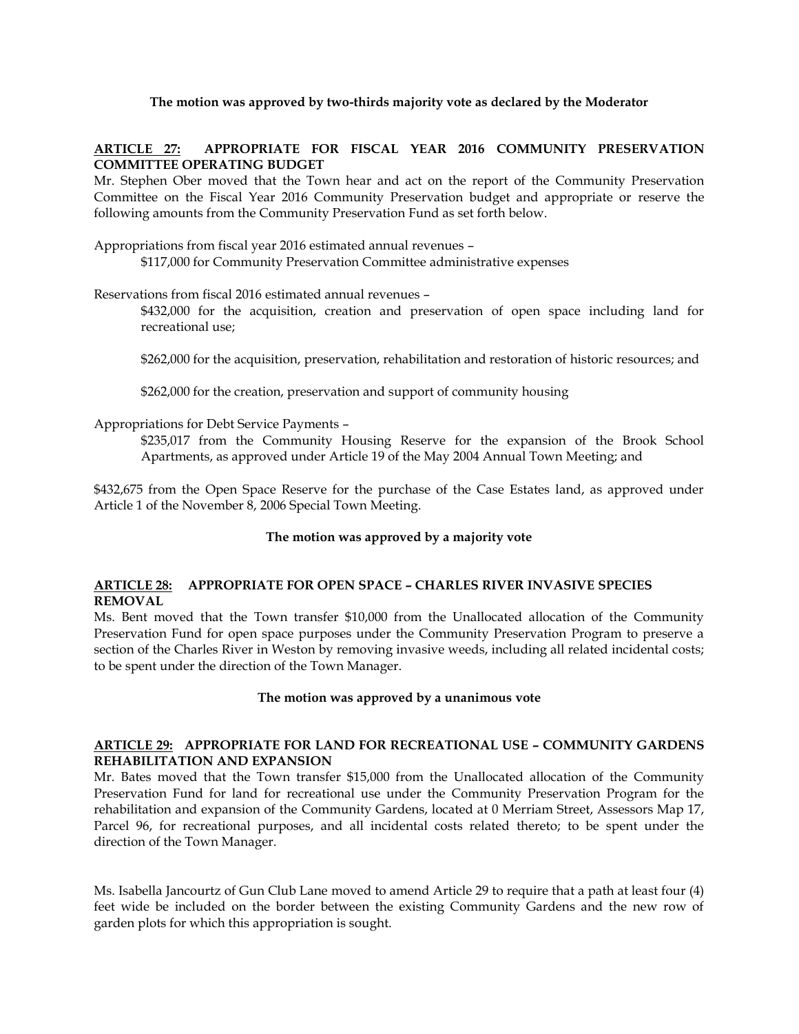**The motion was approved by two-thirds majority vote as declared by the Moderator**

**ARTICLE 27: APPROPRIATE FOR FISCAL YEAR 2016 COMMUNITY PRESERVATION COMMITTEE OPERATING BUDGET**

Mr. Stephen Ober moved that the Town hear and act on the report of the Community Preservation Committee on the Fiscal Year 2016 Community Preservation budget and appropriate or reserve the following amounts from the Community Preservation Fund as set forth below.

Appropriations from fiscal year 2016 estimated annual revenues –

> \$117,000 for Community Preservation Committee administrative expenses

Reservations from fiscal 2016 estimated annual revenues –

> \$432,000 for the acquisition, creation and preservation of open space including land for recreational use;
>
> \$262,000 for the acquisition, preservation, rehabilitation and restoration of historic resources; and
>
> \$262,000 for the creation, preservation and support of community housing

Appropriations for Debt Service Payments –

> \$235,017 from the Community Housing Reserve for the expansion of the Brook School Apartments, as approved under Article 19 of the May 2004 Annual Town Meeting; and

\$432,675 from the Open Space Reserve for the purchase of the Case Estates land, as approved under Article 1 of the November 8, 2006 Special Town Meeting.

**The motion was approved by a majority vote**

**ARTICLE 28: APPROPRIATE FOR OPEN SPACE – CHARLES RIVER INVASIVE SPECIES REMOVAL**

Ms. Bent moved that the Town transfer \$10,000 from the Unallocated allocation of the Community Preservation Fund for open space purposes under the Community Preservation Program to preserve a section of the Charles River in Weston by removing invasive weeds, including all related incidental costs; to be spent under the direction of the Town Manager.

**The motion was approved by a unanimous vote**

**ARTICLE 29: APPROPRIATE FOR LAND FOR RECREATIONAL USE – COMMUNITY GARDENS REHABILITATION AND EXPANSION**

Mr. Bates moved that the Town transfer \$15,000 from the Unallocated allocation of the Community Preservation Fund for land for recreational use under the Community Preservation Program for the rehabilitation and expansion of the Community Gardens, located at 0 Merriam Street, Assessors Map 17, Parcel 96, for recreational purposes, and all incidental costs related thereto; to be spent under the direction of the Town Manager.

Ms. Isabella Jancourtz of Gun Club Lane moved to amend Article 29 to require that a path at least four (4) feet wide be included on the border between the existing Community Gardens and the new row of garden plots for which this appropriation is sought.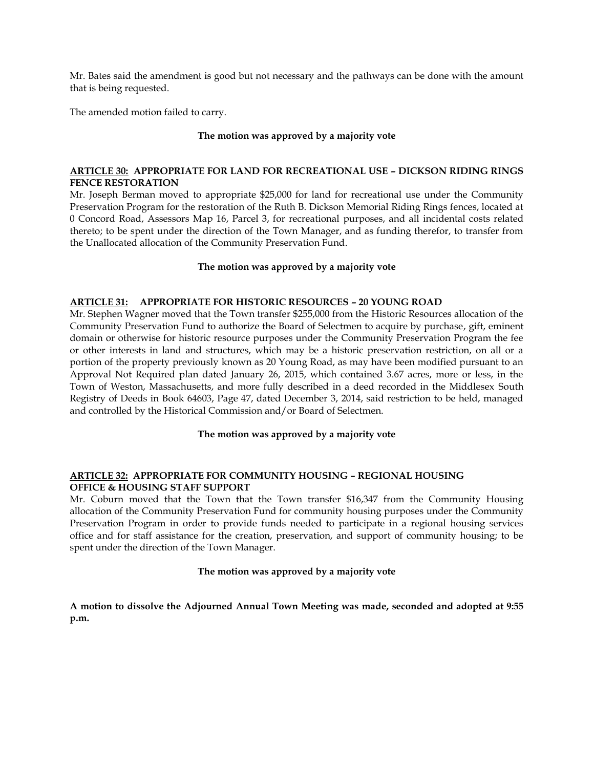Mr. Bates said the amendment is good but not necessary and the pathways can be done with the amount that is being requested.

The amended motion failed to carry.

**The motion was approved by a majority vote**

**ARTICLE 30: APPROPRIATE FOR LAND FOR RECREATIONAL USE – DICKSON RIDING RINGS FENCE RESTORATION**

Mr. Joseph Berman moved to appropriate $25,000 for land for recreational use under the Community Preservation Program for the restoration of the Ruth B. Dickson Memorial Riding Rings fences, located at 0 Concord Road, Assessors Map 16, Parcel 3, for recreational purposes, and all incidental costs related thereto; to be spent under the direction of the Town Manager, and as funding therefor, to transfer from the Unallocated allocation of the Community Preservation Fund.

**The motion was approved by a majority vote**

**ARTICLE 31: APPROPRIATE FOR HISTORIC RESOURCES – 20 YOUNG ROAD**

Mr. Stephen Wagner moved that the Town transfer $255,000 from the Historic Resources allocation of the Community Preservation Fund to authorize the Board of Selectmen to acquire by purchase, gift, eminent domain or otherwise for historic resource purposes under the Community Preservation Program the fee or other interests in land and structures, which may be a historic preservation restriction, on all or a portion of the property previously known as 20 Young Road, as may have been modified pursuant to an Approval Not Required plan dated January 26, 2015, which contained 3.67 acres, more or less, in the Town of Weston, Massachusetts, and more fully described in a deed recorded in the Middlesex South Registry of Deeds in Book 64603, Page 47, dated December 3, 2014, said restriction to be held, managed and controlled by the Historical Commission and/or Board of Selectmen.

**The motion was approved by a majority vote**

**ARTICLE 32: APPROPRIATE FOR COMMUNITY HOUSING – REGIONAL HOUSING OFFICE & HOUSING STAFF SUPPORT**

Mr. Coburn moved that the Town that the Town transfer $16,347 from the Community Housing allocation of the Community Preservation Fund for community housing purposes under the Community Preservation Program in order to provide funds needed to participate in a regional housing services office and for staff assistance for the creation, preservation, and support of community housing; to be spent under the direction of the Town Manager.

**The motion was approved by a majority vote**

**A motion to dissolve the Adjourned Annual Town Meeting was made, seconded and adopted at 9:55 p.m.**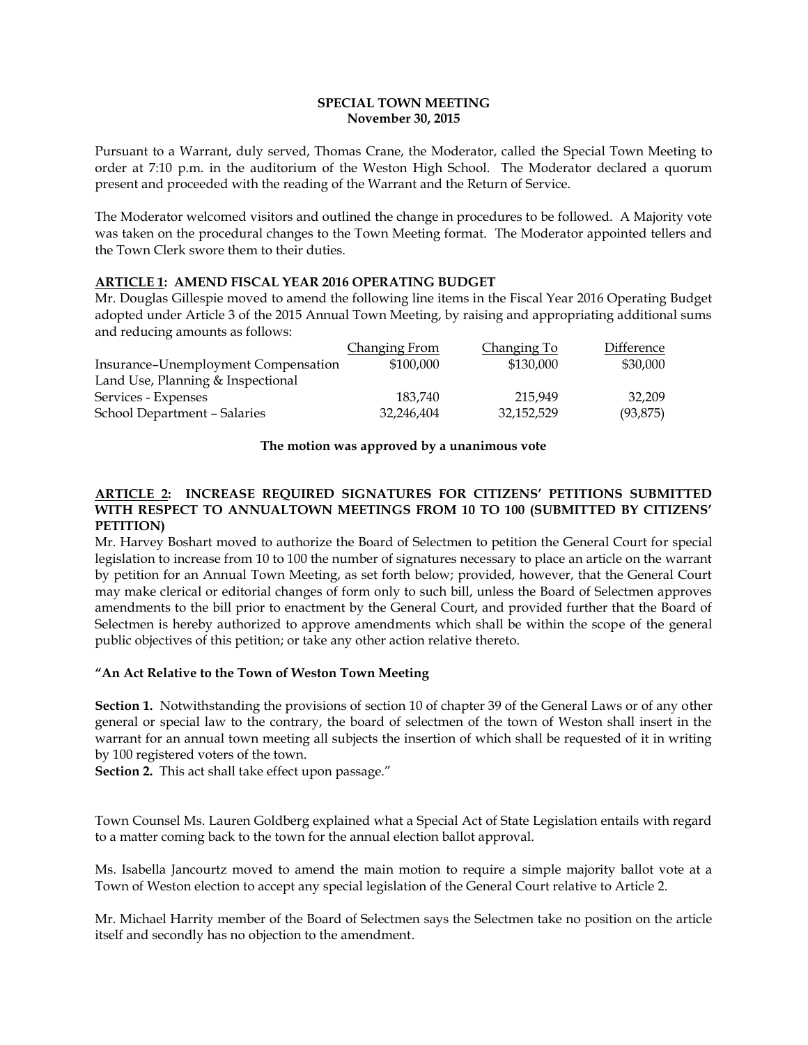**SPECIAL TOWN MEETING**
**November 30, 2015**

Pursuant to a Warrant, duly served, Thomas Crane, the Moderator, called the Special Town Meeting to order at 7:10 p.m. in the auditorium of the Weston High School. The Moderator declared a quorum present and proceeded with the reading of the Warrant and the Return of Service.

The Moderator welcomed visitors and outlined the change in procedures to be followed. A Majority vote was taken on the procedural changes to the Town Meeting format. The Moderator appointed tellers and the Town Clerk swore them to their duties.

**ARTICLE 1: AMEND FISCAL YEAR 2016 OPERATING BUDGET**

Mr. Douglas Gillespie moved to amend the following line items in the Fiscal Year 2016 Operating Budget adopted under Article 3 of the 2015 Annual Town Meeting, by raising and appropriating additional sums and reducing amounts as follows:

| | Changing From | Changing To | Difference |
|---|---|---|---|
| Insurance–Unemployment Compensation | $100,000 | $130,000 | $30,000 |
| Land Use, Planning & Inspectional Services - Expenses | 183,740 | 215,949 | 32,209 |
| School Department – Salaries | 32,246,404 | 32,152,529 | (93,875) |

**The motion was approved by a unanimous vote**

**ARTICLE 2: INCREASE REQUIRED SIGNATURES FOR CITIZENS' PETITIONS SUBMITTED WITH RESPECT TO ANNUALTOWN MEETINGS FROM 10 TO 100 (SUBMITTED BY CITIZENS' PETITION)**

Mr. Harvey Boshart moved to authorize the Board of Selectmen to petition the General Court for special legislation to increase from 10 to 100 the number of signatures necessary to place an article on the warrant by petition for an Annual Town Meeting, as set forth below; provided, however, that the General Court may make clerical or editorial changes of form only to such bill, unless the Board of Selectmen approves amendments to the bill prior to enactment by the General Court, and provided further that the Board of Selectmen is hereby authorized to approve amendments which shall be within the scope of the general public objectives of this petition; or take any other action relative thereto.

**"An Act Relative to the Town of Weston Town Meeting**

**Section 1.** Notwithstanding the provisions of section 10 of chapter 39 of the General Laws or of any other general or special law to the contrary, the board of selectmen of the town of Weston shall insert in the warrant for an annual town meeting all subjects the insertion of which shall be requested of it in writing by 100 registered voters of the town.

**Section 2.** This act shall take effect upon passage."

Town Counsel Ms. Lauren Goldberg explained what a Special Act of State Legislation entails with regard to a matter coming back to the town for the annual election ballot approval.

Ms. Isabella Jancourtz moved to amend the main motion to require a simple majority ballot vote at a Town of Weston election to accept any special legislation of the General Court relative to Article 2.

Mr. Michael Harrity member of the Board of Selectmen says the Selectmen take no position on the article itself and secondly has no objection to the amendment.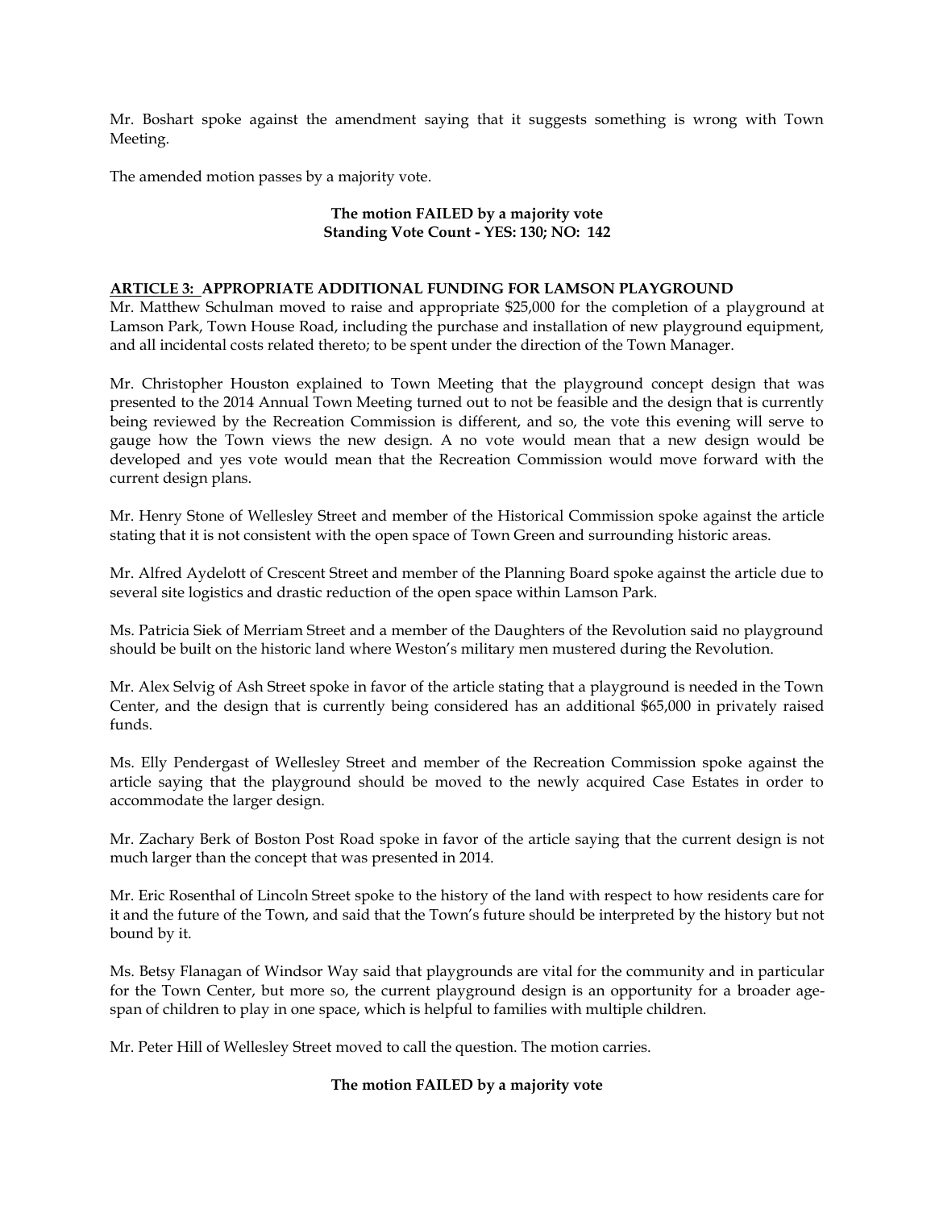Mr. Boshart spoke against the amendment saying that it suggests something is wrong with Town Meeting.

The amended motion passes by a majority vote.

**The motion FAILED by a majority vote**
**Standing Vote Count - YES: 130; NO: 142**

**ARTICLE 3: APPROPRIATE ADDITIONAL FUNDING FOR LAMSON PLAYGROUND**

Mr. Matthew Schulman moved to raise and appropriate $25,000 for the completion of a playground at Lamson Park, Town House Road, including the purchase and installation of new playground equipment, and all incidental costs related thereto; to be spent under the direction of the Town Manager.

Mr. Christopher Houston explained to Town Meeting that the playground concept design that was presented to the 2014 Annual Town Meeting turned out to not be feasible and the design that is currently being reviewed by the Recreation Commission is different, and so, the vote this evening will serve to gauge how the Town views the new design. A no vote would mean that a new design would be developed and yes vote would mean that the Recreation Commission would move forward with the current design plans.

Mr. Henry Stone of Wellesley Street and member of the Historical Commission spoke against the article stating that it is not consistent with the open space of Town Green and surrounding historic areas.

Mr. Alfred Aydelott of Crescent Street and member of the Planning Board spoke against the article due to several site logistics and drastic reduction of the open space within Lamson Park.

Ms. Patricia Siek of Merriam Street and a member of the Daughters of the Revolution said no playground should be built on the historic land where Weston's military men mustered during the Revolution.

Mr. Alex Selvig of Ash Street spoke in favor of the article stating that a playground is needed in the Town Center, and the design that is currently being considered has an additional $65,000 in privately raised funds.

Ms. Elly Pendergast of Wellesley Street and member of the Recreation Commission spoke against the article saying that the playground should be moved to the newly acquired Case Estates in order to accommodate the larger design.

Mr. Zachary Berk of Boston Post Road spoke in favor of the article saying that the current design is not much larger than the concept that was presented in 2014.

Mr. Eric Rosenthal of Lincoln Street spoke to the history of the land with respect to how residents care for it and the future of the Town, and said that the Town's future should be interpreted by the history but not bound by it.

Ms. Betsy Flanagan of Windsor Way said that playgrounds are vital for the community and in particular for the Town Center, but more so, the current playground design is an opportunity for a broader age-span of children to play in one space, which is helpful to families with multiple children.

Mr. Peter Hill of Wellesley Street moved to call the question. The motion carries.

**The motion FAILED by a majority vote**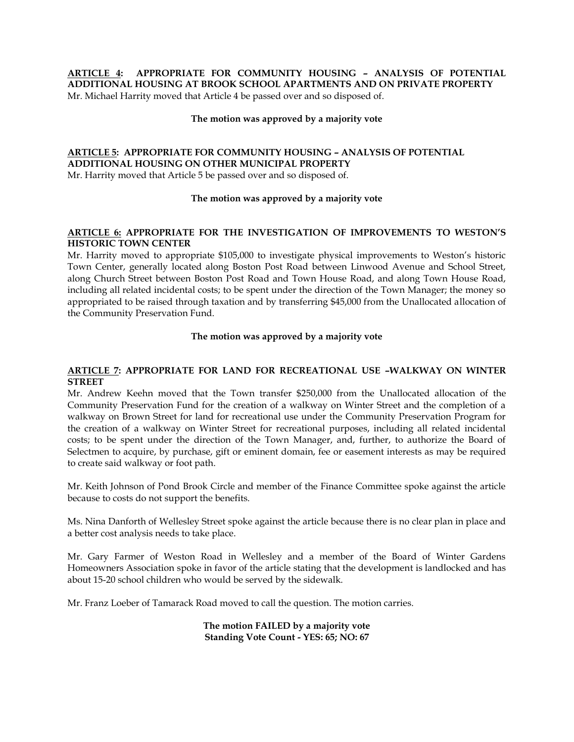**<u>ARTICLE 4</u>: APPROPRIATE FOR COMMUNITY HOUSING – ANALYSIS OF POTENTIAL ADDITIONAL HOUSING AT BROOK SCHOOL APARTMENTS AND ON PRIVATE PROPERTY**

Mr. Michael Harrity moved that Article 4 be passed over and so disposed of.

**The motion was approved by a majority vote**

**<u>ARTICLE 5</u>: APPROPRIATE FOR COMMUNITY HOUSING – ANALYSIS OF POTENTIAL ADDITIONAL HOUSING ON OTHER MUNICIPAL PROPERTY**

Mr. Harrity moved that Article 5 be passed over and so disposed of.

**The motion was approved by a majority vote**

**<u>ARTICLE 6:</u> APPROPRIATE FOR THE INVESTIGATION OF IMPROVEMENTS TO WESTON'S HISTORIC TOWN CENTER**

Mr. Harrity moved to appropriate $105,000 to investigate physical improvements to Weston's historic Town Center, generally located along Boston Post Road between Linwood Avenue and School Street, along Church Street between Boston Post Road and Town House Road, and along Town House Road, including all related incidental costs; to be spent under the direction of the Town Manager; the money so appropriated to be raised through taxation and by transferring $45,000 from the Unallocated allocation of the Community Preservation Fund.

**The motion was approved by a majority vote**

**<u>ARTICLE 7</u>: APPROPRIATE FOR LAND FOR RECREATIONAL USE –WALKWAY ON WINTER STREET**

Mr. Andrew Keehn moved that the Town transfer $250,000 from the Unallocated allocation of the Community Preservation Fund for the creation of a walkway on Winter Street and the completion of a walkway on Brown Street for land for recreational use under the Community Preservation Program for the creation of a walkway on Winter Street for recreational purposes, including all related incidental costs; to be spent under the direction of the Town Manager, and, further, to authorize the Board of Selectmen to acquire, by purchase, gift or eminent domain, fee or easement interests as may be required to create said walkway or foot path.

Mr. Keith Johnson of Pond Brook Circle and member of the Finance Committee spoke against the article because to costs do not support the benefits.

Ms. Nina Danforth of Wellesley Street spoke against the article because there is no clear plan in place and a better cost analysis needs to take place.

Mr. Gary Farmer of Weston Road in Wellesley and a member of the Board of Winter Gardens Homeowners Association spoke in favor of the article stating that the development is landlocked and has about 15-20 school children who would be served by the sidewalk.

Mr. Franz Loeber of Tamarack Road moved to call the question. The motion carries.

**The motion FAILED by a majority vote**
**Standing Vote Count - YES: 65; NO: 67**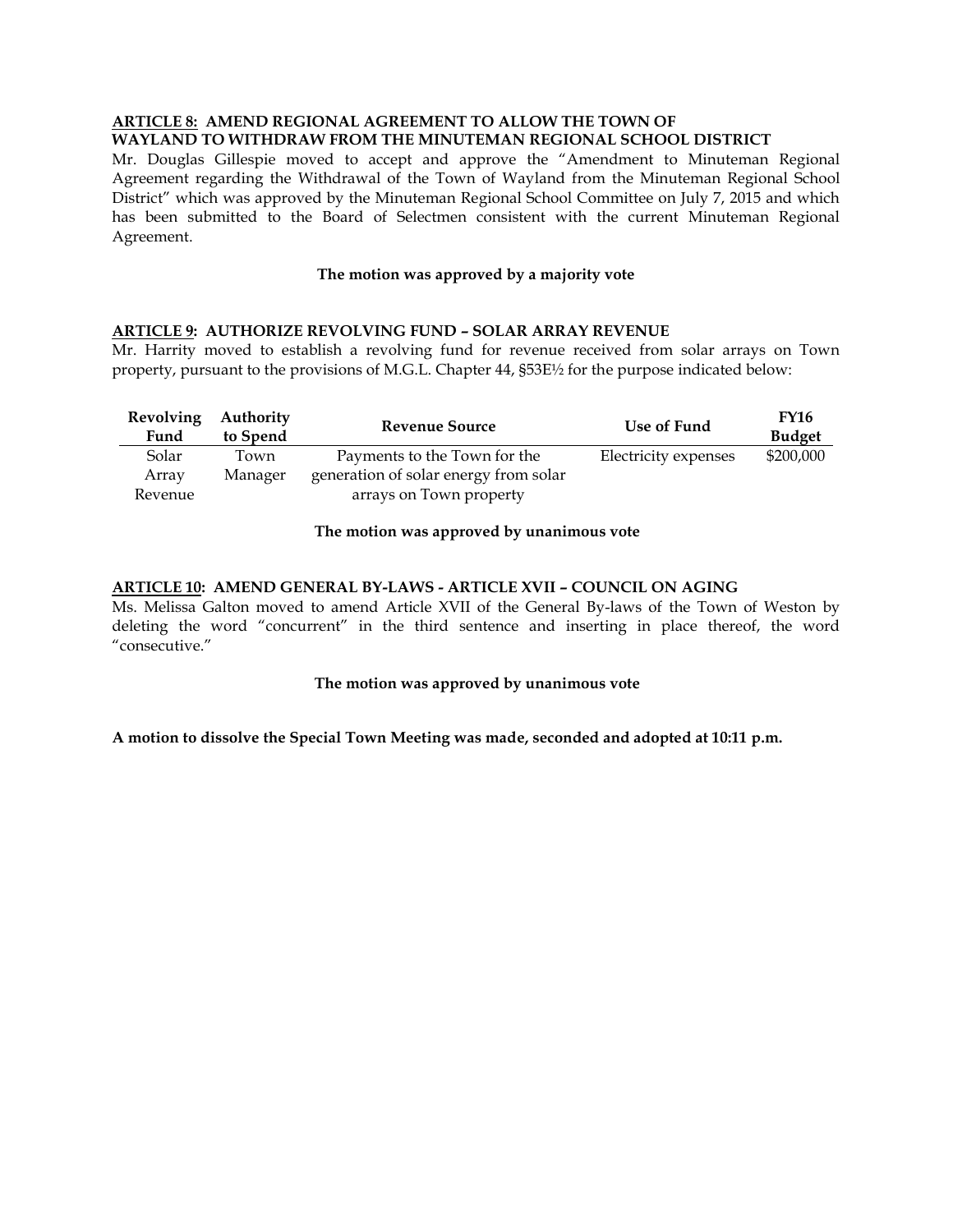**ARTICLE 8: AMEND REGIONAL AGREEMENT TO ALLOW THE TOWN OF WAYLAND TO WITHDRAW FROM THE MINUTEMAN REGIONAL SCHOOL DISTRICT**

Mr. Douglas Gillespie moved to accept and approve the "Amendment to Minuteman Regional Agreement regarding the Withdrawal of the Town of Wayland from the Minuteman Regional School District" which was approved by the Minuteman Regional School Committee on July 7, 2015 and which has been submitted to the Board of Selectmen consistent with the current Minuteman Regional Agreement.

**The motion was approved by a majority vote**

**ARTICLE 9: AUTHORIZE REVOLVING FUND – SOLAR ARRAY REVENUE**

Mr. Harrity moved to establish a revolving fund for revenue received from solar arrays on Town property, pursuant to the provisions of M.G.L. Chapter 44, §53E½ for the purpose indicated below:

| Revolving Fund | Authority to Spend | Revenue Source | Use of Fund | FY16 Budget |
|---|---|---|---|---|
| Solar Array Revenue | Town Manager | Payments to the Town for the generation of solar energy from solar arrays on Town property | Electricity expenses | $200,000 |

**The motion was approved by unanimous vote**

**ARTICLE 10: AMEND GENERAL BY-LAWS - ARTICLE XVII – COUNCIL ON AGING**

Ms. Melissa Galton moved to amend Article XVII of the General By-laws of the Town of Weston by deleting the word "concurrent" in the third sentence and inserting in place thereof, the word "consecutive."

**The motion was approved by unanimous vote**

**A motion to dissolve the Special Town Meeting was made, seconded and adopted at 10:11 p.m.**